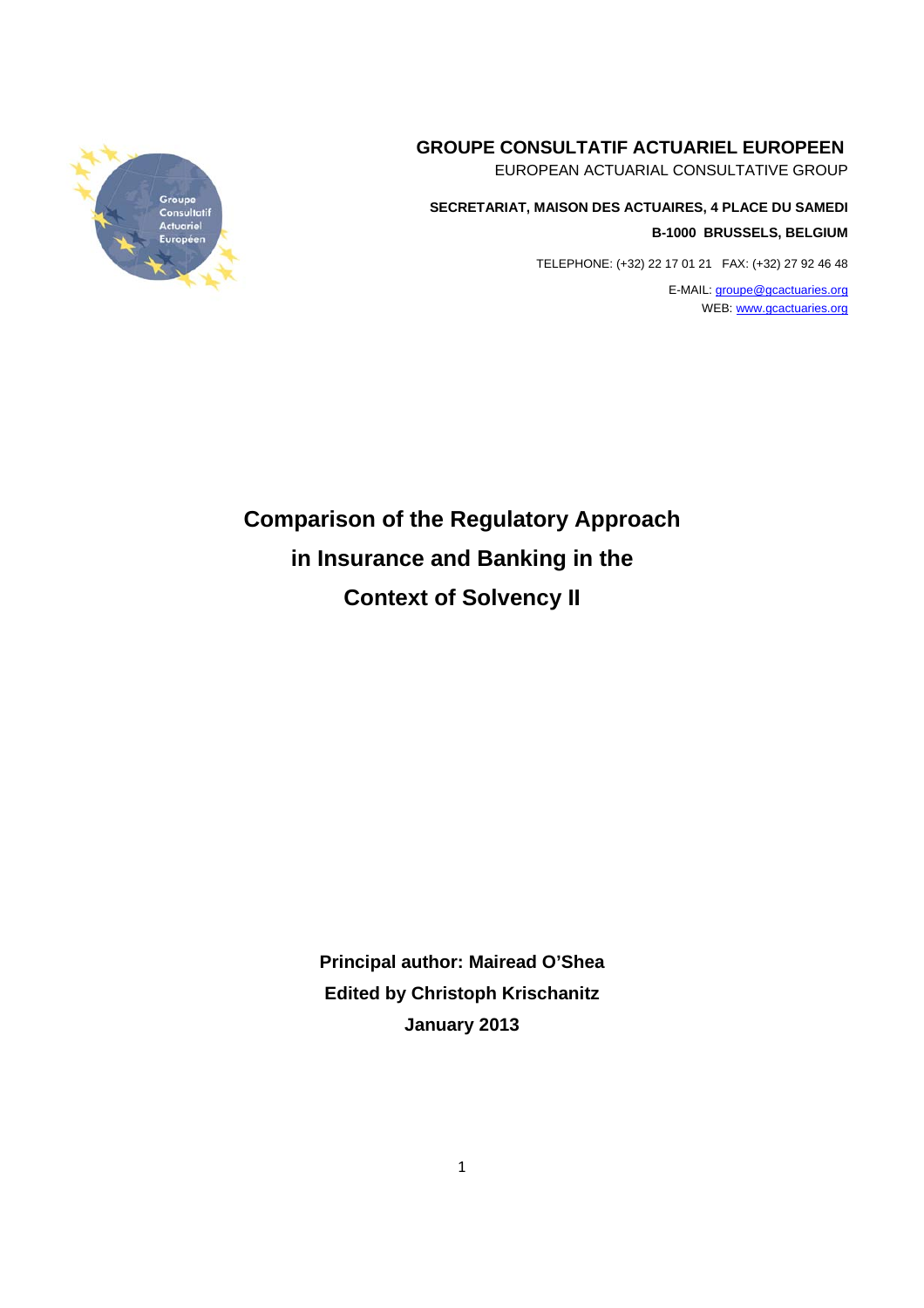**GROUPE CONSULTATIF ACTUARIEL EUROPEEN**

EUROPEAN ACTUARIAL CONSULTATIVE GROUP

**SECRETARIAT, MAISON DES ACTUAIRES, 4 PLACE DU SAMEDI**

**B-1000 BRUSSELS, BELGIUM**

TELEPHONE: (+32) 22 17 01 21 FAX: (+32) 27 92 46 48

E-MAIL: groupe@gcactuaries.org

WEB: www.gcactuaries.org

# Comparison of the Regulatory Approach in Insurance and Banking in the Context of Solvency II

**Principal author: Mairead O'Shea**

**Edited by Christoph Krischanitz**

**January 2013**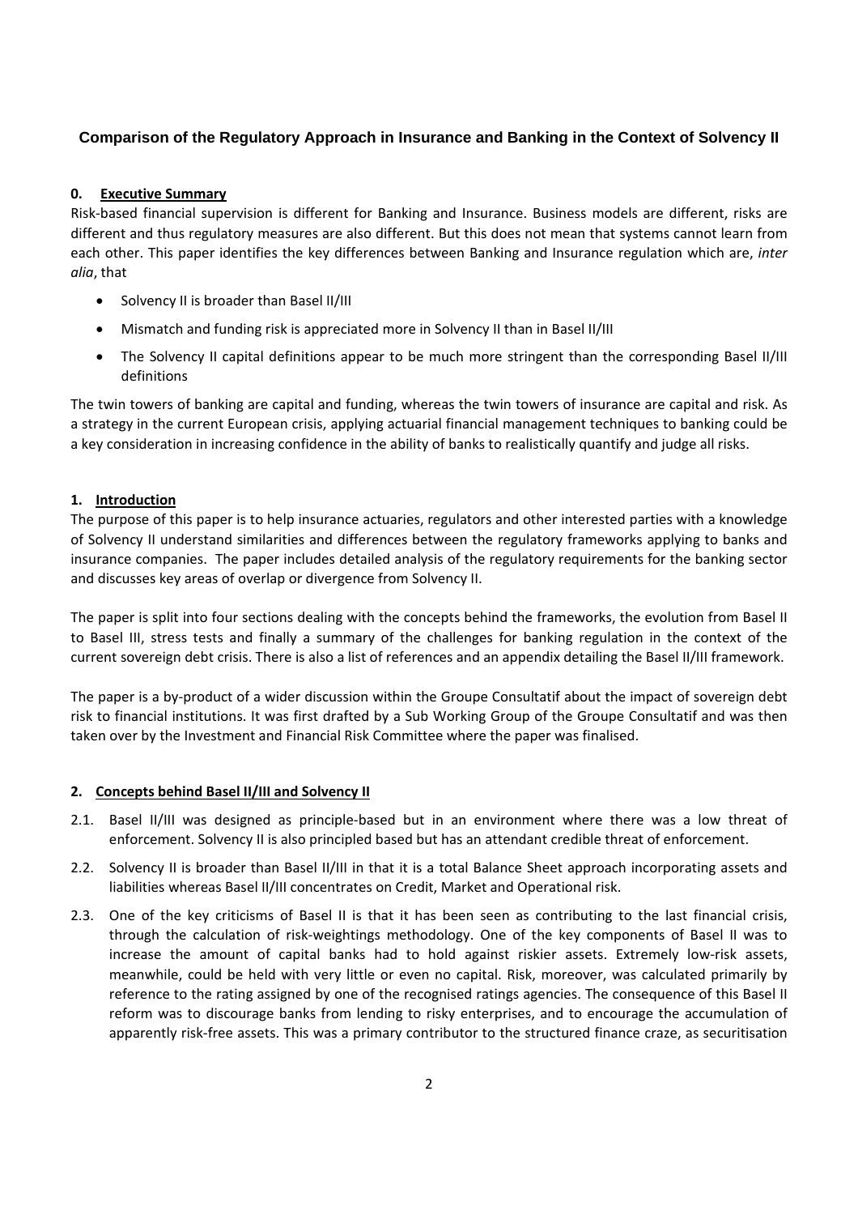# Comparison of the Regulatory Approach in Insurance and Banking in the Context of Solvency II

## 0. Executive Summary

Risk-based financial supervision is different for Banking and Insurance. Business models are different, risks are different and thus regulatory measures are also different. But this does not mean that systems cannot learn from each other. This paper identifies the key differences between Banking and Insurance regulation which are, *inter alia*, that

- Solvency II is broader than Basel II/III
- Mismatch and funding risk is appreciated more in Solvency II than in Basel II/III
- The Solvency II capital definitions appear to be much more stringent than the corresponding Basel II/III definitions

The twin towers of banking are capital and funding, whereas the twin towers of insurance are capital and risk. As a strategy in the current European crisis, applying actuarial financial management techniques to banking could be a key consideration in increasing confidence in the ability of banks to realistically quantify and judge all risks.

## 1. Introduction

The purpose of this paper is to help insurance actuaries, regulators and other interested parties with a knowledge of Solvency II understand similarities and differences between the regulatory frameworks applying to banks and insurance companies. The paper includes detailed analysis of the regulatory requirements for the banking sector and discusses key areas of overlap or divergence from Solvency II.

The paper is split into four sections dealing with the concepts behind the frameworks, the evolution from Basel II to Basel III, stress tests and finally a summary of the challenges for banking regulation in the context of the current sovereign debt crisis. There is also a list of references and an appendix detailing the Basel II/III framework.

The paper is a by-product of a wider discussion within the Groupe Consultatif about the impact of sovereign debt risk to financial institutions. It was first drafted by a Sub Working Group of the Groupe Consultatif and was then taken over by the Investment and Financial Risk Committee where the paper was finalised.

## 2. Concepts behind Basel II/III and Solvency II

2.1. Basel II/III was designed as principle-based but in an environment where there was a low threat of enforcement. Solvency II is also principled based but has an attendant credible threat of enforcement.

2.2. Solvency II is broader than Basel II/III in that it is a total Balance Sheet approach incorporating assets and liabilities whereas Basel II/III concentrates on Credit, Market and Operational risk.

2.3. One of the key criticisms of Basel II is that it has been seen as contributing to the last financial crisis, through the calculation of risk-weightings methodology. One of the key components of Basel II was to increase the amount of capital banks had to hold against riskier assets. Extremely low-risk assets, meanwhile, could be held with very little or even no capital. Risk, moreover, was calculated primarily by reference to the rating assigned by one of the recognised ratings agencies. The consequence of this Basel II reform was to discourage banks from lending to risky enterprises, and to encourage the accumulation of apparently risk-free assets. This was a primary contributor to the structured finance craze, as securitisation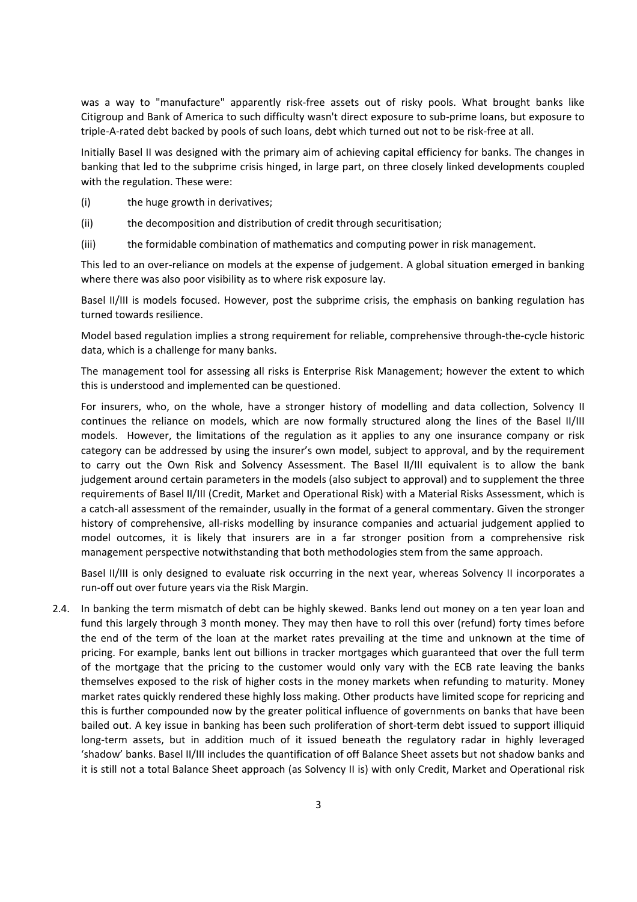was a way to "manufacture" apparently risk-free assets out of risky pools. What brought banks like Citigroup and Bank of America to such difficulty wasn't direct exposure to sub-prime loans, but exposure to triple-A-rated debt backed by pools of such loans, debt which turned out not to be risk-free at all.

Initially Basel II was designed with the primary aim of achieving capital efficiency for banks. The changes in banking that led to the subprime crisis hinged, in large part, on three closely linked developments coupled with the regulation. These were:

(i) the huge growth in derivatives;

(ii) the decomposition and distribution of credit through securitisation;

(iii) the formidable combination of mathematics and computing power in risk management.

This led to an over-reliance on models at the expense of judgement. A global situation emerged in banking where there was also poor visibility as to where risk exposure lay.

Basel II/III is models focused. However, post the subprime crisis, the emphasis on banking regulation has turned towards resilience.

Model based regulation implies a strong requirement for reliable, comprehensive through-the-cycle historic data, which is a challenge for many banks.

The management tool for assessing all risks is Enterprise Risk Management; however the extent to which this is understood and implemented can be questioned.

For insurers, who, on the whole, have a stronger history of modelling and data collection, Solvency II continues the reliance on models, which are now formally structured along the lines of the Basel II/III models. However, the limitations of the regulation as it applies to any one insurance company or risk category can be addressed by using the insurer's own model, subject to approval, and by the requirement to carry out the Own Risk and Solvency Assessment. The Basel II/III equivalent is to allow the bank judgement around certain parameters in the models (also subject to approval) and to supplement the three requirements of Basel II/III (Credit, Market and Operational Risk) with a Material Risks Assessment, which is a catch-all assessment of the remainder, usually in the format of a general commentary. Given the stronger history of comprehensive, all-risks modelling by insurance companies and actuarial judgement applied to model outcomes, it is likely that insurers are in a far stronger position from a comprehensive risk management perspective notwithstanding that both methodologies stem from the same approach.

Basel II/III is only designed to evaluate risk occurring in the next year, whereas Solvency II incorporates a run-off out over future years via the Risk Margin.

2.4. In banking the term mismatch of debt can be highly skewed. Banks lend out money on a ten year loan and fund this largely through 3 month money. They may then have to roll this over (refund) forty times before the end of the term of the loan at the market rates prevailing at the time and unknown at the time of pricing. For example, banks lent out billions in tracker mortgages which guaranteed that over the full term of the mortgage that the pricing to the customer would only vary with the ECB rate leaving the banks themselves exposed to the risk of higher costs in the money markets when refunding to maturity. Money market rates quickly rendered these highly loss making. Other products have limited scope for repricing and this is further compounded now by the greater political influence of governments on banks that have been bailed out. A key issue in banking has been such proliferation of short-term debt issued to support illiquid long-term assets, but in addition much of it issued beneath the regulatory radar in highly leveraged 'shadow' banks. Basel II/III includes the quantification of off Balance Sheet assets but not shadow banks and it is still not a total Balance Sheet approach (as Solvency II is) with only Credit, Market and Operational risk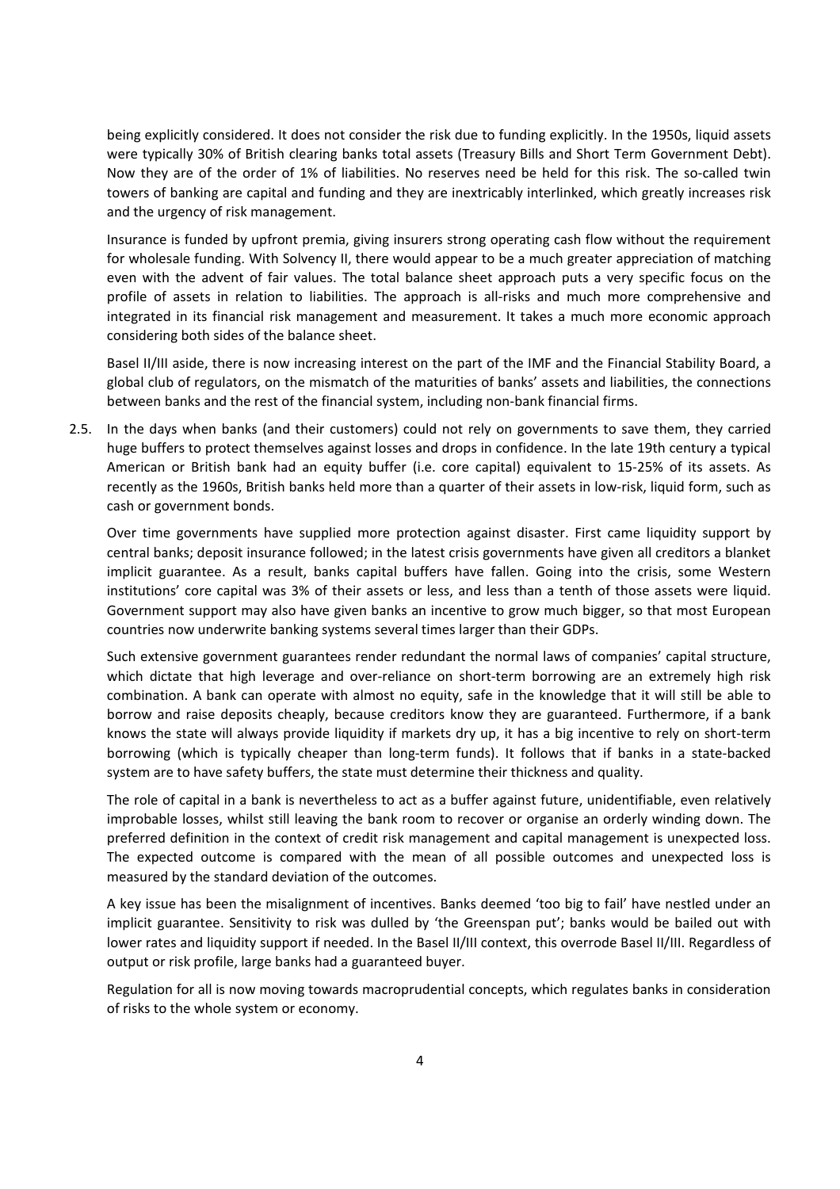being explicitly considered. It does not consider the risk due to funding explicitly. In the 1950s, liquid assets were typically 30% of British clearing banks total assets (Treasury Bills and Short Term Government Debt). Now they are of the order of 1% of liabilities. No reserves need be held for this risk. The so-called twin towers of banking are capital and funding and they are inextricably interlinked, which greatly increases risk and the urgency of risk management.

Insurance is funded by upfront premia, giving insurers strong operating cash flow without the requirement for wholesale funding. With Solvency II, there would appear to be a much greater appreciation of matching even with the advent of fair values. The total balance sheet approach puts a very specific focus on the profile of assets in relation to liabilities. The approach is all-risks and much more comprehensive and integrated in its financial risk management and measurement. It takes a much more economic approach considering both sides of the balance sheet.

Basel II/III aside, there is now increasing interest on the part of the IMF and the Financial Stability Board, a global club of regulators, on the mismatch of the maturities of banks' assets and liabilities, the connections between banks and the rest of the financial system, including non-bank financial firms.

2.5. In the days when banks (and their customers) could not rely on governments to save them, they carried huge buffers to protect themselves against losses and drops in confidence. In the late 19th century a typical American or British bank had an equity buffer (i.e. core capital) equivalent to 15-25% of its assets. As recently as the 1960s, British banks held more than a quarter of their assets in low-risk, liquid form, such as cash or government bonds.

Over time governments have supplied more protection against disaster. First came liquidity support by central banks; deposit insurance followed; in the latest crisis governments have given all creditors a blanket implicit guarantee. As a result, banks capital buffers have fallen. Going into the crisis, some Western institutions' core capital was 3% of their assets or less, and less than a tenth of those assets were liquid. Government support may also have given banks an incentive to grow much bigger, so that most European countries now underwrite banking systems several times larger than their GDPs.

Such extensive government guarantees render redundant the normal laws of companies' capital structure, which dictate that high leverage and over-reliance on short-term borrowing are an extremely high risk combination. A bank can operate with almost no equity, safe in the knowledge that it will still be able to borrow and raise deposits cheaply, because creditors know they are guaranteed. Furthermore, if a bank knows the state will always provide liquidity if markets dry up, it has a big incentive to rely on short-term borrowing (which is typically cheaper than long-term funds). It follows that if banks in a state-backed system are to have safety buffers, the state must determine their thickness and quality.

The role of capital in a bank is nevertheless to act as a buffer against future, unidentifiable, even relatively improbable losses, whilst still leaving the bank room to recover or organise an orderly winding down. The preferred definition in the context of credit risk management and capital management is unexpected loss. The expected outcome is compared with the mean of all possible outcomes and unexpected loss is measured by the standard deviation of the outcomes.

A key issue has been the misalignment of incentives. Banks deemed 'too big to fail' have nestled under an implicit guarantee. Sensitivity to risk was dulled by 'the Greenspan put'; banks would be bailed out with lower rates and liquidity support if needed. In the Basel II/III context, this overrode Basel II/III. Regardless of output or risk profile, large banks had a guaranteed buyer.

Regulation for all is now moving towards macroprudential concepts, which regulates banks in consideration of risks to the whole system or economy.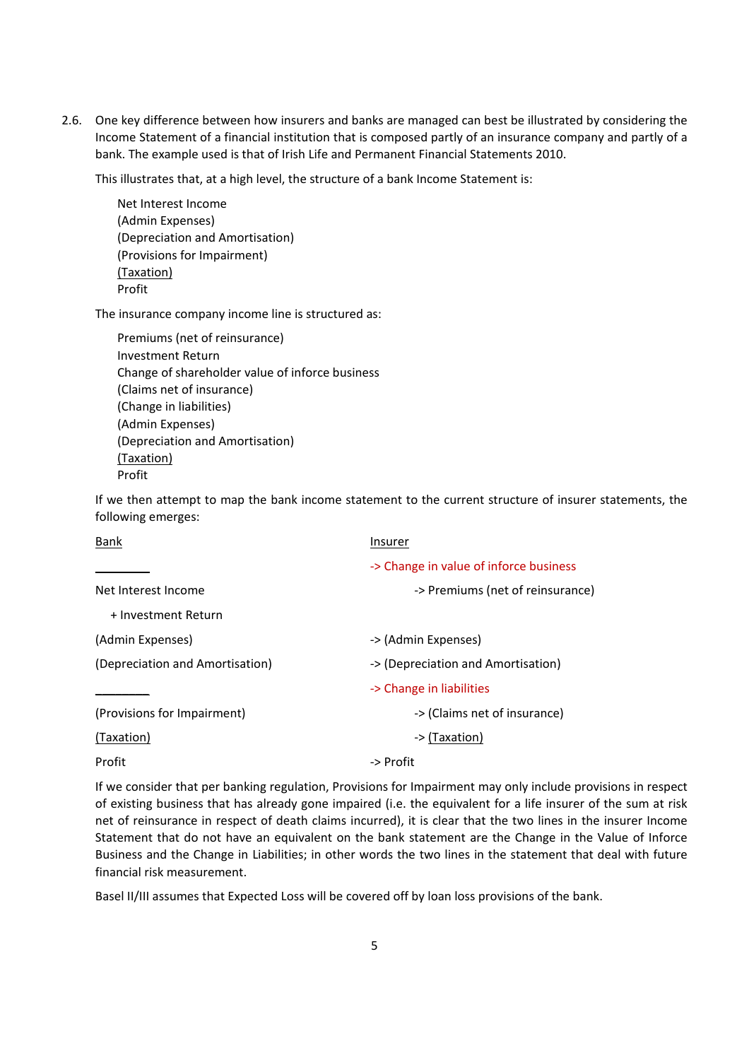2.6. One key difference between how insurers and banks are managed can best be illustrated by considering the Income Statement of a financial institution that is composed partly of an insurance company and partly of a bank. The example used is that of Irish Life and Permanent Financial Statements 2010.

This illustrates that, at a high level, the structure of a bank Income Statement is:

> Net Interest Income
> (Admin Expenses)
> (Depreciation and Amortisation)
> (Provisions for Impairment)
> (Taxation)
> Profit

The insurance company income line is structured as:

> Premiums (net of reinsurance)
> Investment Return
> Change of shareholder value of inforce business
> (Claims net of insurance)
> (Change in liabilities)
> (Admin Expenses)
> (Depreciation and Amortisation)
> (Taxation)
> Profit

If we then attempt to map the bank income statement to the current structure of insurer statements, the following emerges:

| Bank | Insurer |
|---|---|
| ________ | -> Change in value of inforce business |
| Net Interest Income | -> Premiums (net of reinsurance) |
| + Investment Return | |
| (Admin Expenses) | -> (Admin Expenses) |
| (Depreciation and Amortisation) | -> (Depreciation and Amortisation) |
| ________ | -> Change in liabilities |
| (Provisions for Impairment) | -> (Claims net of insurance) |
| (Taxation) | -> (Taxation) |
| Profit | -> Profit |

If we consider that per banking regulation, Provisions for Impairment may only include provisions in respect of existing business that has already gone impaired (i.e. the equivalent for a life insurer of the sum at risk net of reinsurance in respect of death claims incurred), it is clear that the two lines in the insurer Income Statement that do not have an equivalent on the bank statement are the Change in the Value of Inforce Business and the Change in Liabilities; in other words the two lines in the statement that deal with future financial risk measurement.

Basel II/III assumes that Expected Loss will be covered off by loan loss provisions of the bank.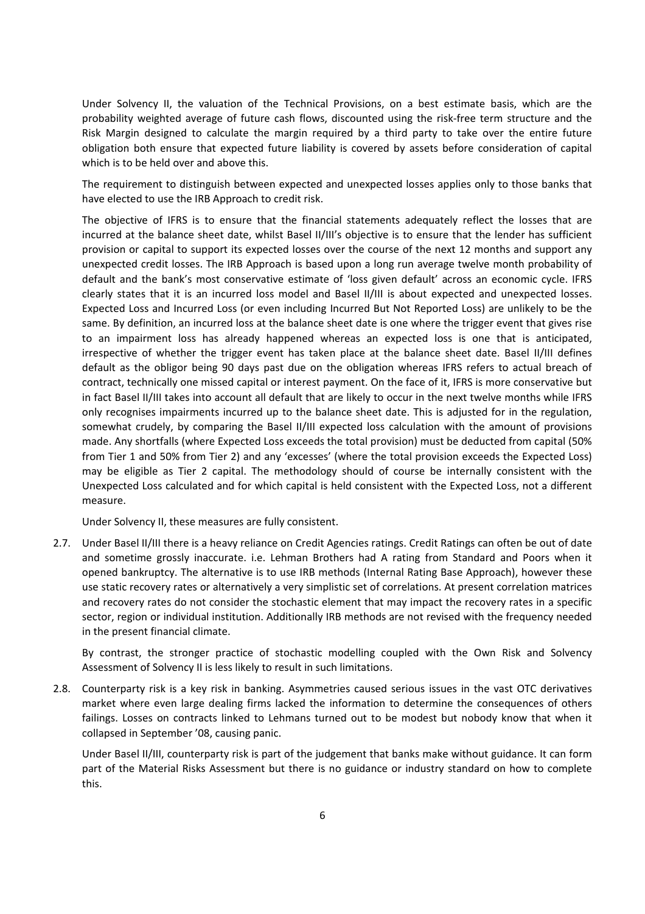Under Solvency II, the valuation of the Technical Provisions, on a best estimate basis, which are the probability weighted average of future cash flows, discounted using the risk-free term structure and the Risk Margin designed to calculate the margin required by a third party to take over the entire future obligation both ensure that expected future liability is covered by assets before consideration of capital which is to be held over and above this.

The requirement to distinguish between expected and unexpected losses applies only to those banks that have elected to use the IRB Approach to credit risk.

The objective of IFRS is to ensure that the financial statements adequately reflect the losses that are incurred at the balance sheet date, whilst Basel II/III's objective is to ensure that the lender has sufficient provision or capital to support its expected losses over the course of the next 12 months and support any unexpected credit losses. The IRB Approach is based upon a long run average twelve month probability of default and the bank's most conservative estimate of 'loss given default' across an economic cycle. IFRS clearly states that it is an incurred loss model and Basel II/III is about expected and unexpected losses. Expected Loss and Incurred Loss (or even including Incurred But Not Reported Loss) are unlikely to be the same. By definition, an incurred loss at the balance sheet date is one where the trigger event that gives rise to an impairment loss has already happened whereas an expected loss is one that is anticipated, irrespective of whether the trigger event has taken place at the balance sheet date. Basel II/III defines default as the obligor being 90 days past due on the obligation whereas IFRS refers to actual breach of contract, technically one missed capital or interest payment. On the face of it, IFRS is more conservative but in fact Basel II/III takes into account all default that are likely to occur in the next twelve months while IFRS only recognises impairments incurred up to the balance sheet date. This is adjusted for in the regulation, somewhat crudely, by comparing the Basel II/III expected loss calculation with the amount of provisions made. Any shortfalls (where Expected Loss exceeds the total provision) must be deducted from capital (50% from Tier 1 and 50% from Tier 2) and any 'excesses' (where the total provision exceeds the Expected Loss) may be eligible as Tier 2 capital. The methodology should of course be internally consistent with the Unexpected Loss calculated and for which capital is held consistent with the Expected Loss, not a different measure.

Under Solvency II, these measures are fully consistent.

2.7. Under Basel II/III there is a heavy reliance on Credit Agencies ratings. Credit Ratings can often be out of date and sometime grossly inaccurate. i.e. Lehman Brothers had A rating from Standard and Poors when it opened bankruptcy. The alternative is to use IRB methods (Internal Rating Base Approach), however these use static recovery rates or alternatively a very simplistic set of correlations. At present correlation matrices and recovery rates do not consider the stochastic element that may impact the recovery rates in a specific sector, region or individual institution. Additionally IRB methods are not revised with the frequency needed in the present financial climate.

By contrast, the stronger practice of stochastic modelling coupled with the Own Risk and Solvency Assessment of Solvency II is less likely to result in such limitations.

2.8. Counterparty risk is a key risk in banking. Asymmetries caused serious issues in the vast OTC derivatives market where even large dealing firms lacked the information to determine the consequences of others failings. Losses on contracts linked to Lehmans turned out to be modest but nobody know that when it collapsed in September '08, causing panic.

Under Basel II/III, counterparty risk is part of the judgement that banks make without guidance. It can form part of the Material Risks Assessment but there is no guidance or industry standard on how to complete this.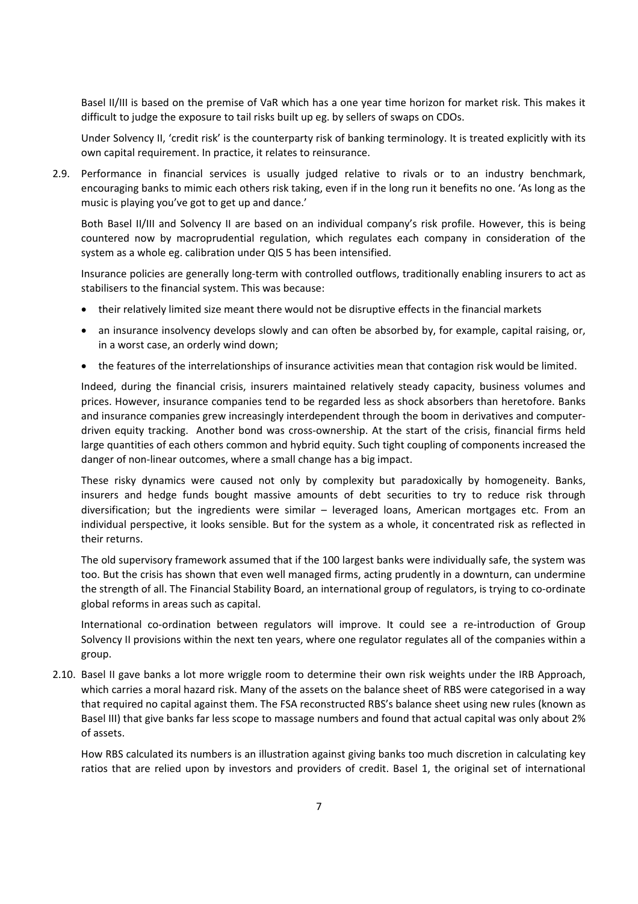Basel II/III is based on the premise of VaR which has a one year time horizon for market risk. This makes it difficult to judge the exposure to tail risks built up eg. by sellers of swaps on CDOs.

Under Solvency II, 'credit risk' is the counterparty risk of banking terminology. It is treated explicitly with its own capital requirement. In practice, it relates to reinsurance.

2.9. Performance in financial services is usually judged relative to rivals or to an industry benchmark, encouraging banks to mimic each others risk taking, even if in the long run it benefits no one. 'As long as the music is playing you've got to get up and dance.'

Both Basel II/III and Solvency II are based on an individual company's risk profile. However, this is being countered now by macroprudential regulation, which regulates each company in consideration of the system as a whole eg. calibration under QIS 5 has been intensified.

Insurance policies are generally long-term with controlled outflows, traditionally enabling insurers to act as stabilisers to the financial system. This was because:

- their relatively limited size meant there would not be disruptive effects in the financial markets
- an insurance insolvency develops slowly and can often be absorbed by, for example, capital raising, or, in a worst case, an orderly wind down;
- the features of the interrelationships of insurance activities mean that contagion risk would be limited.

Indeed, during the financial crisis, insurers maintained relatively steady capacity, business volumes and prices. However, insurance companies tend to be regarded less as shock absorbers than heretofore. Banks and insurance companies grew increasingly interdependent through the boom in derivatives and computer-driven equity tracking. Another bond was cross-ownership. At the start of the crisis, financial firms held large quantities of each others common and hybrid equity. Such tight coupling of components increased the danger of non-linear outcomes, where a small change has a big impact.

These risky dynamics were caused not only by complexity but paradoxically by homogeneity. Banks, insurers and hedge funds bought massive amounts of debt securities to try to reduce risk through diversification; but the ingredients were similar – leveraged loans, American mortgages etc. From an individual perspective, it looks sensible. But for the system as a whole, it concentrated risk as reflected in their returns.

The old supervisory framework assumed that if the 100 largest banks were individually safe, the system was too. But the crisis has shown that even well managed firms, acting prudently in a downturn, can undermine the strength of all. The Financial Stability Board, an international group of regulators, is trying to co-ordinate global reforms in areas such as capital.

International co-ordination between regulators will improve. It could see a re-introduction of Group Solvency II provisions within the next ten years, where one regulator regulates all of the companies within a group.

2.10. Basel II gave banks a lot more wriggle room to determine their own risk weights under the IRB Approach, which carries a moral hazard risk. Many of the assets on the balance sheet of RBS were categorised in a way that required no capital against them. The FSA reconstructed RBS's balance sheet using new rules (known as Basel III) that give banks far less scope to massage numbers and found that actual capital was only about 2% of assets.

How RBS calculated its numbers is an illustration against giving banks too much discretion in calculating key ratios that are relied upon by investors and providers of credit. Basel 1, the original set of international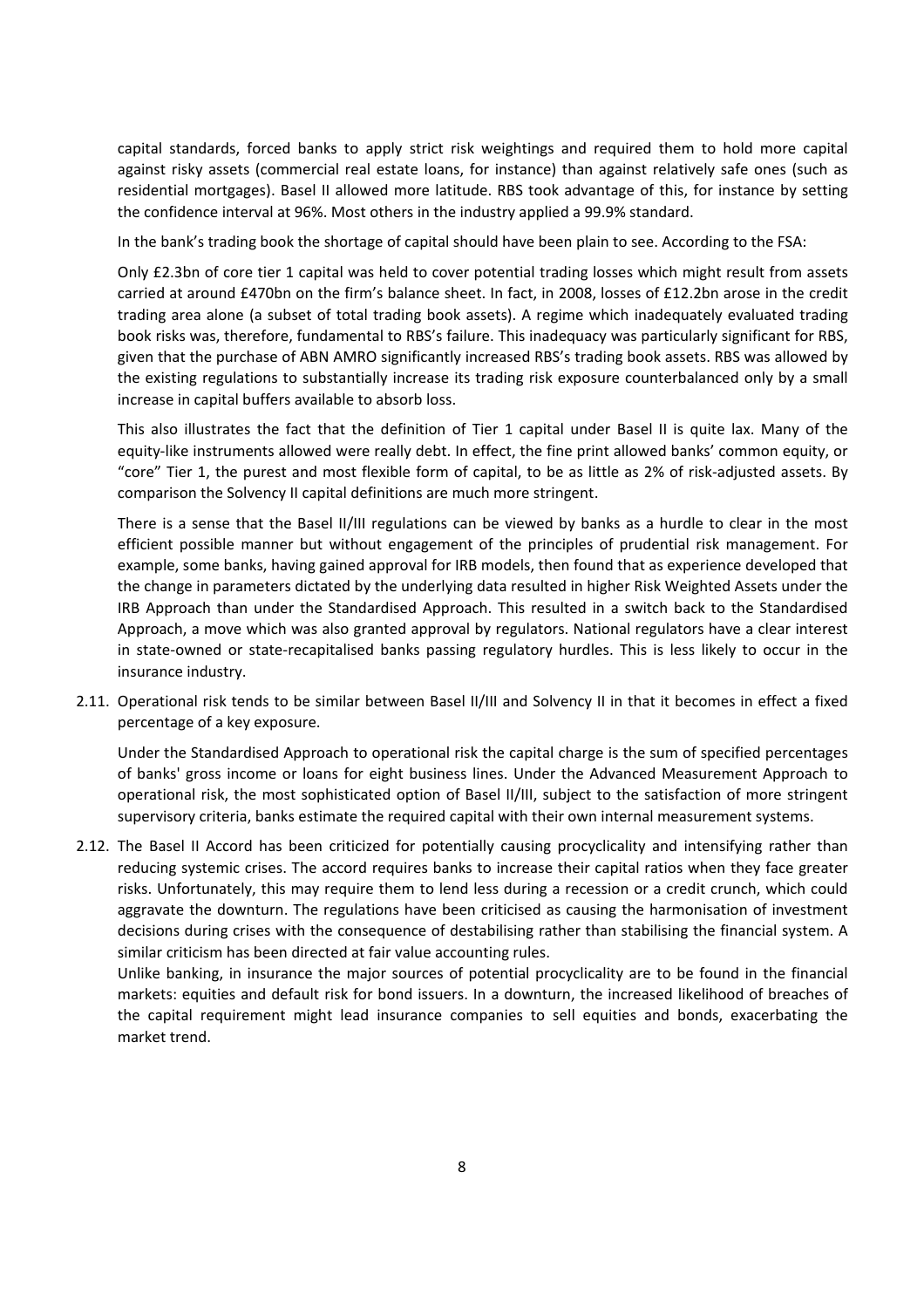capital standards, forced banks to apply strict risk weightings and required them to hold more capital against risky assets (commercial real estate loans, for instance) than against relatively safe ones (such as residential mortgages). Basel II allowed more latitude. RBS took advantage of this, for instance by setting the confidence interval at 96%. Most others in the industry applied a 99.9% standard.

In the bank's trading book the shortage of capital should have been plain to see. According to the FSA:

Only £2.3bn of core tier 1 capital was held to cover potential trading losses which might result from assets carried at around £470bn on the firm's balance sheet. In fact, in 2008, losses of £12.2bn arose in the credit trading area alone (a subset of total trading book assets). A regime which inadequately evaluated trading book risks was, therefore, fundamental to RBS's failure. This inadequacy was particularly significant for RBS, given that the purchase of ABN AMRO significantly increased RBS's trading book assets. RBS was allowed by the existing regulations to substantially increase its trading risk exposure counterbalanced only by a small increase in capital buffers available to absorb loss.

This also illustrates the fact that the definition of Tier 1 capital under Basel II is quite lax. Many of the equity-like instruments allowed were really debt. In effect, the fine print allowed banks' common equity, or "core" Tier 1, the purest and most flexible form of capital, to be as little as 2% of risk-adjusted assets. By comparison the Solvency II capital definitions are much more stringent.

There is a sense that the Basel II/III regulations can be viewed by banks as a hurdle to clear in the most efficient possible manner but without engagement of the principles of prudential risk management. For example, some banks, having gained approval for IRB models, then found that as experience developed that the change in parameters dictated by the underlying data resulted in higher Risk Weighted Assets under the IRB Approach than under the Standardised Approach. This resulted in a switch back to the Standardised Approach, a move which was also granted approval by regulators. National regulators have a clear interest in state-owned or state-recapitalised banks passing regulatory hurdles. This is less likely to occur in the insurance industry.

2.11. Operational risk tends to be similar between Basel II/III and Solvency II in that it becomes in effect a fixed percentage of a key exposure.

Under the Standardised Approach to operational risk the capital charge is the sum of specified percentages of banks' gross income or loans for eight business lines. Under the Advanced Measurement Approach to operational risk, the most sophisticated option of Basel II/III, subject to the satisfaction of more stringent supervisory criteria, banks estimate the required capital with their own internal measurement systems.

2.12. The Basel II Accord has been criticized for potentially causing procyclicality and intensifying rather than reducing systemic crises. The accord requires banks to increase their capital ratios when they face greater risks. Unfortunately, this may require them to lend less during a recession or a credit crunch, which could aggravate the downturn. The regulations have been criticised as causing the harmonisation of investment decisions during crises with the consequence of destabilising rather than stabilising the financial system. A similar criticism has been directed at fair value accounting rules.

Unlike banking, in insurance the major sources of potential procyclicality are to be found in the financial markets: equities and default risk for bond issuers. In a downturn, the increased likelihood of breaches of the capital requirement might lead insurance companies to sell equities and bonds, exacerbating the market trend.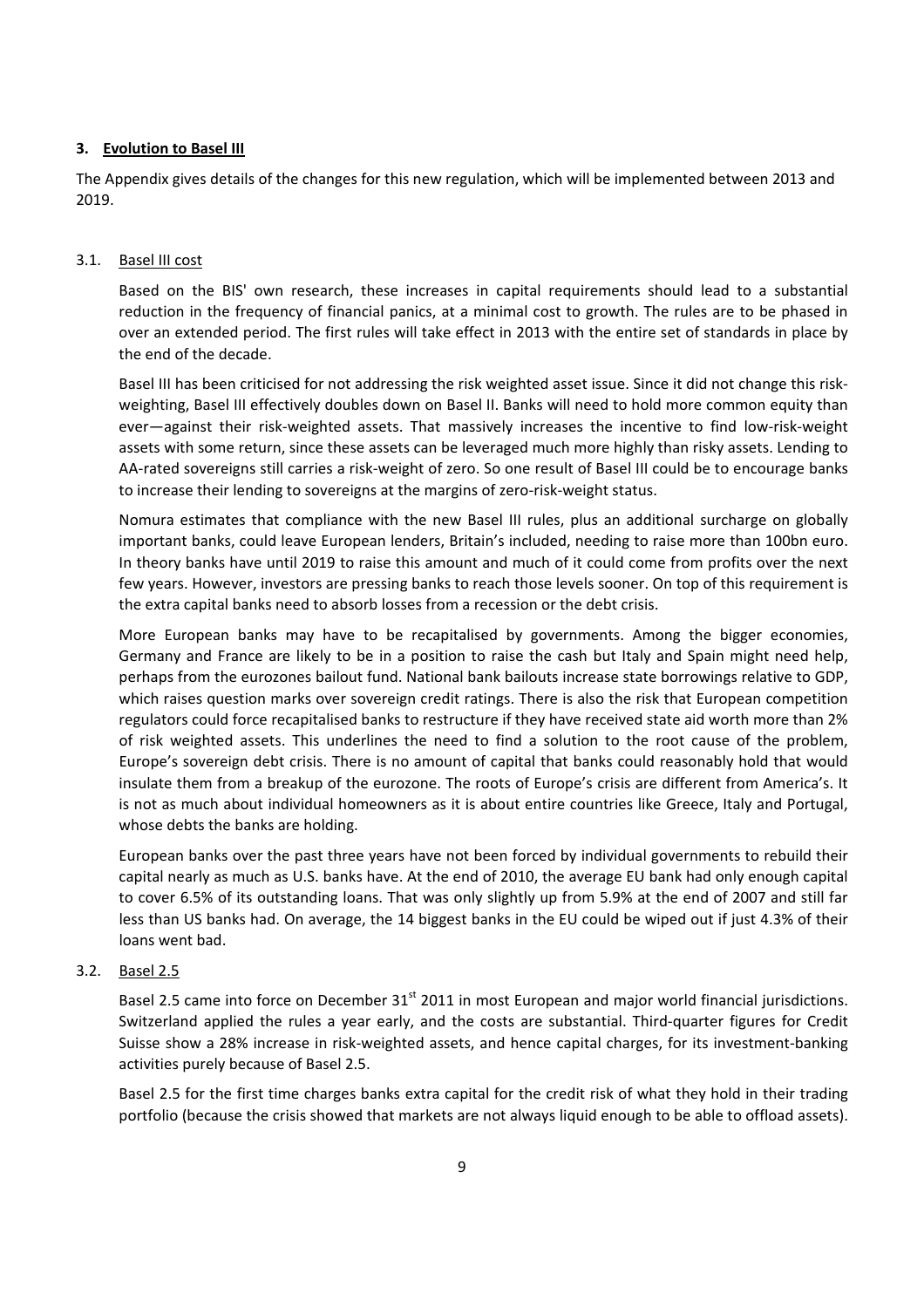## 3. Evolution to Basel III

The Appendix gives details of the changes for this new regulation, which will be implemented between 2013 and 2019.

### 3.1. Basel III cost

Based on the BIS' own research, these increases in capital requirements should lead to a substantial reduction in the frequency of financial panics, at a minimal cost to growth. The rules are to be phased in over an extended period. The first rules will take effect in 2013 with the entire set of standards in place by the end of the decade.

Basel III has been criticised for not addressing the risk weighted asset issue. Since it did not change this risk-weighting, Basel III effectively doubles down on Basel II. Banks will need to hold more common equity than ever—against their risk-weighted assets. That massively increases the incentive to find low-risk-weight assets with some return, since these assets can be leveraged much more highly than risky assets. Lending to AA-rated sovereigns still carries a risk-weight of zero. So one result of Basel III could be to encourage banks to increase their lending to sovereigns at the margins of zero-risk-weight status.

Nomura estimates that compliance with the new Basel III rules, plus an additional surcharge on globally important banks, could leave European lenders, Britain's included, needing to raise more than 100bn euro. In theory banks have until 2019 to raise this amount and much of it could come from profits over the next few years. However, investors are pressing banks to reach those levels sooner. On top of this requirement is the extra capital banks need to absorb losses from a recession or the debt crisis.

More European banks may have to be recapitalised by governments. Among the bigger economies, Germany and France are likely to be in a position to raise the cash but Italy and Spain might need help, perhaps from the eurozones bailout fund. National bank bailouts increase state borrowings relative to GDP, which raises question marks over sovereign credit ratings. There is also the risk that European competition regulators could force recapitalised banks to restructure if they have received state aid worth more than 2% of risk weighted assets. This underlines the need to find a solution to the root cause of the problem, Europe's sovereign debt crisis. There is no amount of capital that banks could reasonably hold that would insulate them from a breakup of the eurozone. The roots of Europe's crisis are different from America's. It is not as much about individual homeowners as it is about entire countries like Greece, Italy and Portugal, whose debts the banks are holding.

European banks over the past three years have not been forced by individual governments to rebuild their capital nearly as much as U.S. banks have. At the end of 2010, the average EU bank had only enough capital to cover 6.5% of its outstanding loans. That was only slightly up from 5.9% at the end of 2007 and still far less than US banks had. On average, the 14 biggest banks in the EU could be wiped out if just 4.3% of their loans went bad.

### 3.2. Basel 2.5

Basel 2.5 came into force on December 31st 2011 in most European and major world financial jurisdictions. Switzerland applied the rules a year early, and the costs are substantial. Third-quarter figures for Credit Suisse show a 28% increase in risk-weighted assets, and hence capital charges, for its investment-banking activities purely because of Basel 2.5.

Basel 2.5 for the first time charges banks extra capital for the credit risk of what they hold in their trading portfolio (because the crisis showed that markets are not always liquid enough to be able to offload assets).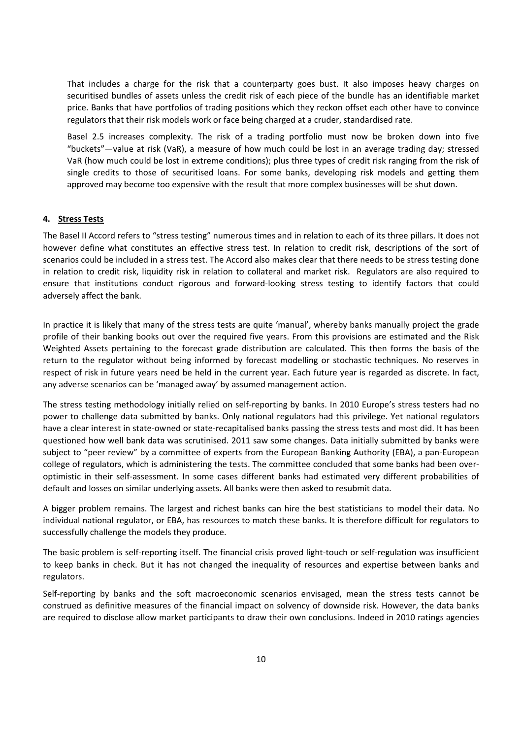That includes a charge for the risk that a counterparty goes bust. It also imposes heavy charges on securitised bundles of assets unless the credit risk of each piece of the bundle has an identifiable market price. Banks that have portfolios of trading positions which they reckon offset each other have to convince regulators that their risk models work or face being charged at a cruder, standardised rate.

Basel 2.5 increases complexity. The risk of a trading portfolio must now be broken down into five "buckets"—value at risk (VaR), a measure of how much could be lost in an average trading day; stressed VaR (how much could be lost in extreme conditions); plus three types of credit risk ranging from the risk of single credits to those of securitised loans. For some banks, developing risk models and getting them approved may become too expensive with the result that more complex businesses will be shut down.

#### 4. Stress Tests

The Basel II Accord refers to "stress testing" numerous times and in relation to each of its three pillars. It does not however define what constitutes an effective stress test. In relation to credit risk, descriptions of the sort of scenarios could be included in a stress test. The Accord also makes clear that there needs to be stress testing done in relation to credit risk, liquidity risk in relation to collateral and market risk. Regulators are also required to ensure that institutions conduct rigorous and forward-looking stress testing to identify factors that could adversely affect the bank.

In practice it is likely that many of the stress tests are quite 'manual', whereby banks manually project the grade profile of their banking books out over the required five years. From this provisions are estimated and the Risk Weighted Assets pertaining to the forecast grade distribution are calculated. This then forms the basis of the return to the regulator without being informed by forecast modelling or stochastic techniques. No reserves in respect of risk in future years need be held in the current year. Each future year is regarded as discrete. In fact, any adverse scenarios can be 'managed away' by assumed management action.

The stress testing methodology initially relied on self-reporting by banks. In 2010 Europe's stress testers had no power to challenge data submitted by banks. Only national regulators had this privilege. Yet national regulators have a clear interest in state-owned or state-recapitalised banks passing the stress tests and most did. It has been questioned how well bank data was scrutinised. 2011 saw some changes. Data initially submitted by banks were subject to "peer review" by a committee of experts from the European Banking Authority (EBA), a pan-European college of regulators, which is administering the tests. The committee concluded that some banks had been over-optimistic in their self-assessment. In some cases different banks had estimated very different probabilities of default and losses on similar underlying assets. All banks were then asked to resubmit data.

A bigger problem remains. The largest and richest banks can hire the best statisticians to model their data. No individual national regulator, or EBA, has resources to match these banks. It is therefore difficult for regulators to successfully challenge the models they produce.

The basic problem is self-reporting itself. The financial crisis proved light-touch or self-regulation was insufficient to keep banks in check. But it has not changed the inequality of resources and expertise between banks and regulators.

Self-reporting by banks and the soft macroeconomic scenarios envisaged, mean the stress tests cannot be construed as definitive measures of the financial impact on solvency of downside risk. However, the data banks are required to disclose allow market participants to draw their own conclusions. Indeed in 2010 ratings agencies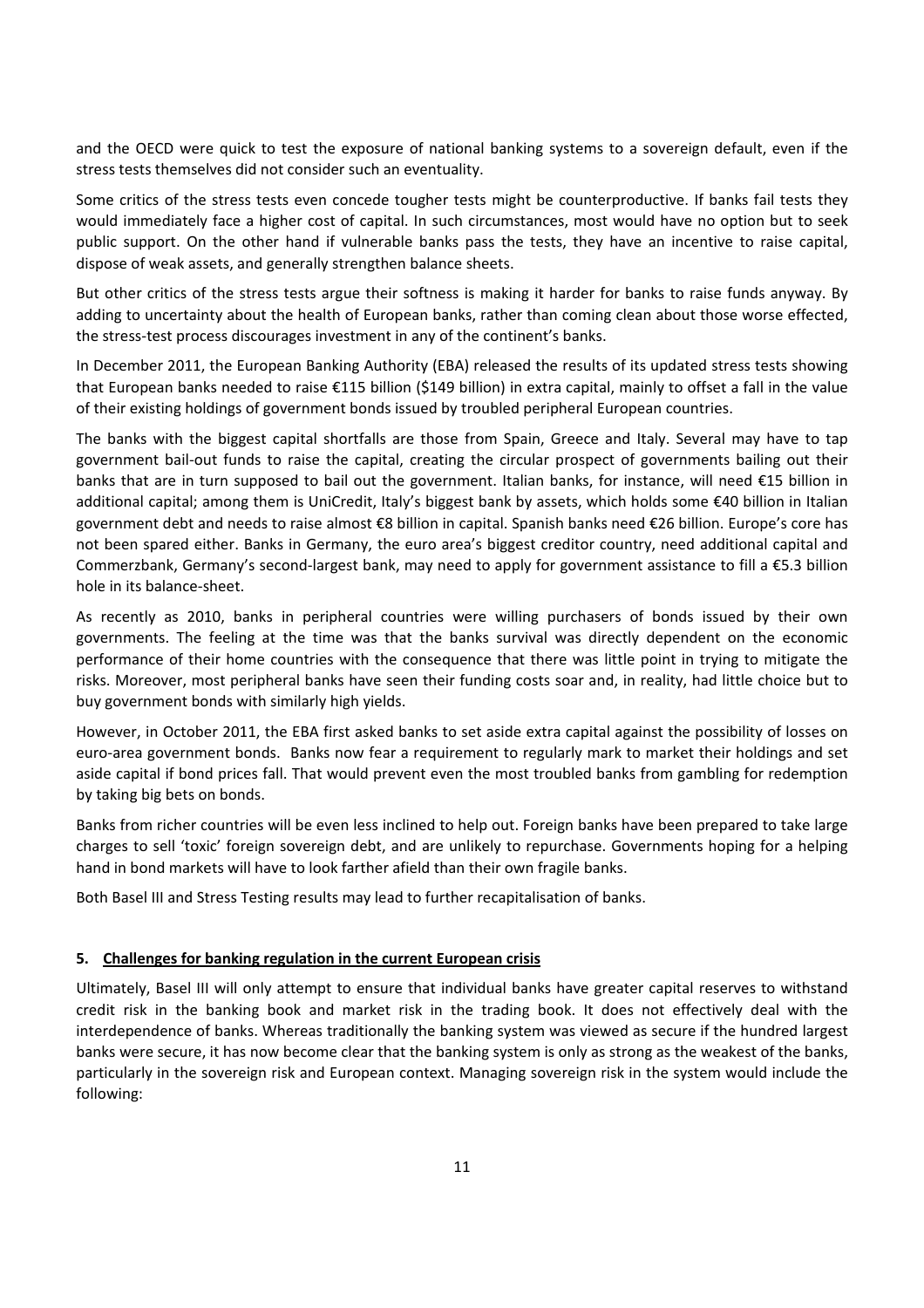and the OECD were quick to test the exposure of national banking systems to a sovereign default, even if the stress tests themselves did not consider such an eventuality.

Some critics of the stress tests even concede tougher tests might be counterproductive. If banks fail tests they would immediately face a higher cost of capital. In such circumstances, most would have no option but to seek public support. On the other hand if vulnerable banks pass the tests, they have an incentive to raise capital, dispose of weak assets, and generally strengthen balance sheets.

But other critics of the stress tests argue their softness is making it harder for banks to raise funds anyway. By adding to uncertainty about the health of European banks, rather than coming clean about those worse effected, the stress-test process discourages investment in any of the continent's banks.

In December 2011, the European Banking Authority (EBA) released the results of its updated stress tests showing that European banks needed to raise €115 billion ($149 billion) in extra capital, mainly to offset a fall in the value of their existing holdings of government bonds issued by troubled peripheral European countries.

The banks with the biggest capital shortfalls are those from Spain, Greece and Italy. Several may have to tap government bail-out funds to raise the capital, creating the circular prospect of governments bailing out their banks that are in turn supposed to bail out the government. Italian banks, for instance, will need €15 billion in additional capital; among them is UniCredit, Italy's biggest bank by assets, which holds some €40 billion in Italian government debt and needs to raise almost €8 billion in capital. Spanish banks need €26 billion. Europe's core has not been spared either. Banks in Germany, the euro area's biggest creditor country, need additional capital and Commerzbank, Germany's second-largest bank, may need to apply for government assistance to fill a €5.3 billion hole in its balance-sheet.

As recently as 2010, banks in peripheral countries were willing purchasers of bonds issued by their own governments. The feeling at the time was that the banks survival was directly dependent on the economic performance of their home countries with the consequence that there was little point in trying to mitigate the risks. Moreover, most peripheral banks have seen their funding costs soar and, in reality, had little choice but to buy government bonds with similarly high yields.

However, in October 2011, the EBA first asked banks to set aside extra capital against the possibility of losses on euro-area government bonds. Banks now fear a requirement to regularly mark to market their holdings and set aside capital if bond prices fall. That would prevent even the most troubled banks from gambling for redemption by taking big bets on bonds.

Banks from richer countries will be even less inclined to help out. Foreign banks have been prepared to take large charges to sell 'toxic' foreign sovereign debt, and are unlikely to repurchase. Governments hoping for a helping hand in bond markets will have to look farther afield than their own fragile banks.

Both Basel III and Stress Testing results may lead to further recapitalisation of banks.

## 5. Challenges for banking regulation in the current European crisis

Ultimately, Basel III will only attempt to ensure that individual banks have greater capital reserves to withstand credit risk in the banking book and market risk in the trading book. It does not effectively deal with the interdependence of banks. Whereas traditionally the banking system was viewed as secure if the hundred largest banks were secure, it has now become clear that the banking system is only as strong as the weakest of the banks, particularly in the sovereign risk and European context. Managing sovereign risk in the system would include the following: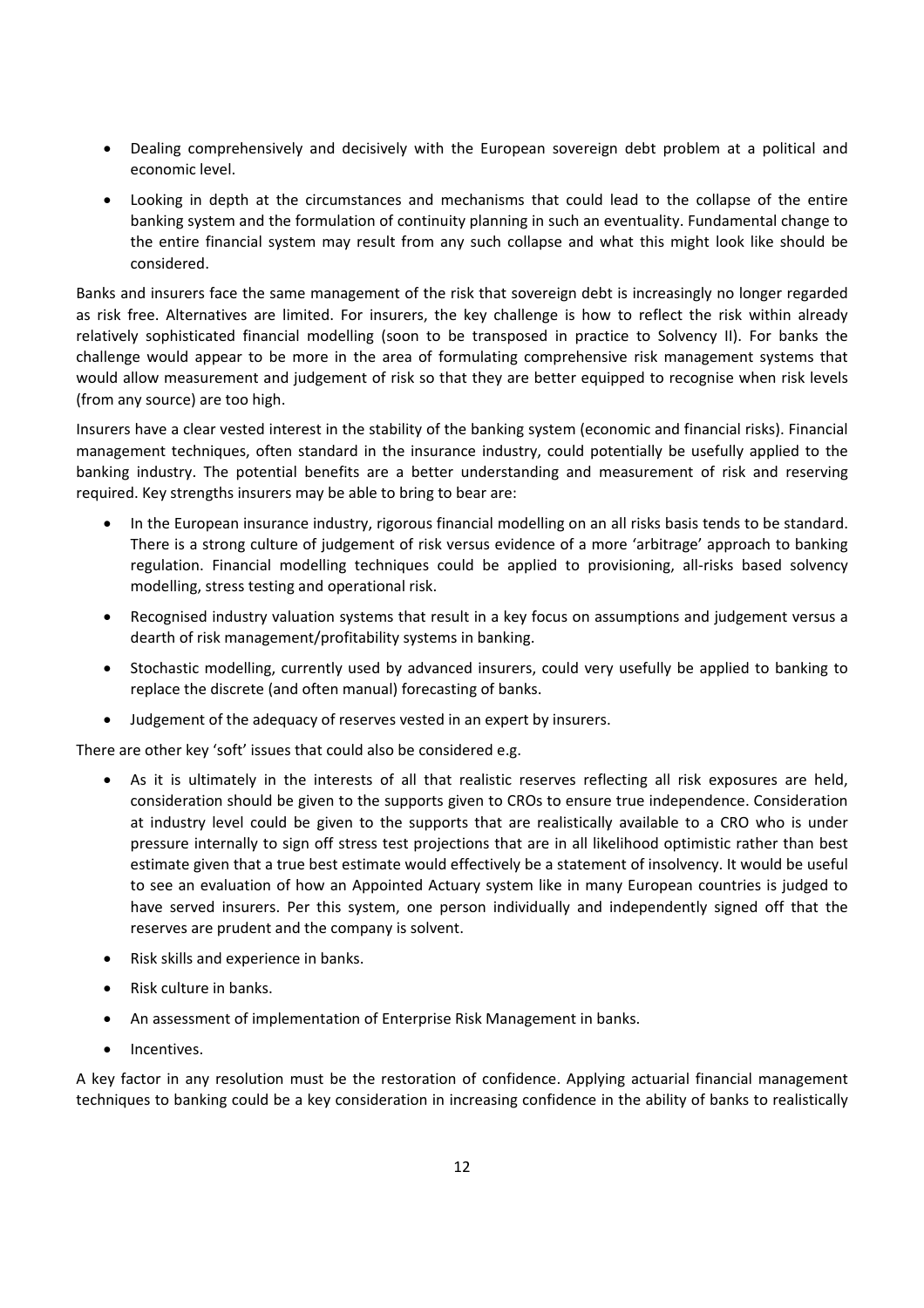- Dealing comprehensively and decisively with the European sovereign debt problem at a political and economic level.
- Looking in depth at the circumstances and mechanisms that could lead to the collapse of the entire banking system and the formulation of continuity planning in such an eventuality. Fundamental change to the entire financial system may result from any such collapse and what this might look like should be considered.

Banks and insurers face the same management of the risk that sovereign debt is increasingly no longer regarded as risk free. Alternatives are limited. For insurers, the key challenge is how to reflect the risk within already relatively sophisticated financial modelling (soon to be transposed in practice to Solvency II). For banks the challenge would appear to be more in the area of formulating comprehensive risk management systems that would allow measurement and judgement of risk so that they are better equipped to recognise when risk levels (from any source) are too high.

Insurers have a clear vested interest in the stability of the banking system (economic and financial risks). Financial management techniques, often standard in the insurance industry, could potentially be usefully applied to the banking industry. The potential benefits are a better understanding and measurement of risk and reserving required. Key strengths insurers may be able to bring to bear are:

- In the European insurance industry, rigorous financial modelling on an all risks basis tends to be standard. There is a strong culture of judgement of risk versus evidence of a more 'arbitrage' approach to banking regulation. Financial modelling techniques could be applied to provisioning, all-risks based solvency modelling, stress testing and operational risk.
- Recognised industry valuation systems that result in a key focus on assumptions and judgement versus a dearth of risk management/profitability systems in banking.
- Stochastic modelling, currently used by advanced insurers, could very usefully be applied to banking to replace the discrete (and often manual) forecasting of banks.
- Judgement of the adequacy of reserves vested in an expert by insurers.

There are other key 'soft' issues that could also be considered e.g.

- As it is ultimately in the interests of all that realistic reserves reflecting all risk exposures are held, consideration should be given to the supports given to CROs to ensure true independence. Consideration at industry level could be given to the supports that are realistically available to a CRO who is under pressure internally to sign off stress test projections that are in all likelihood optimistic rather than best estimate given that a true best estimate would effectively be a statement of insolvency. It would be useful to see an evaluation of how an Appointed Actuary system like in many European countries is judged to have served insurers. Per this system, one person individually and independently signed off that the reserves are prudent and the company is solvent.
- Risk skills and experience in banks.
- Risk culture in banks.
- An assessment of implementation of Enterprise Risk Management in banks.
- Incentives.

A key factor in any resolution must be the restoration of confidence. Applying actuarial financial management techniques to banking could be a key consideration in increasing confidence in the ability of banks to realistically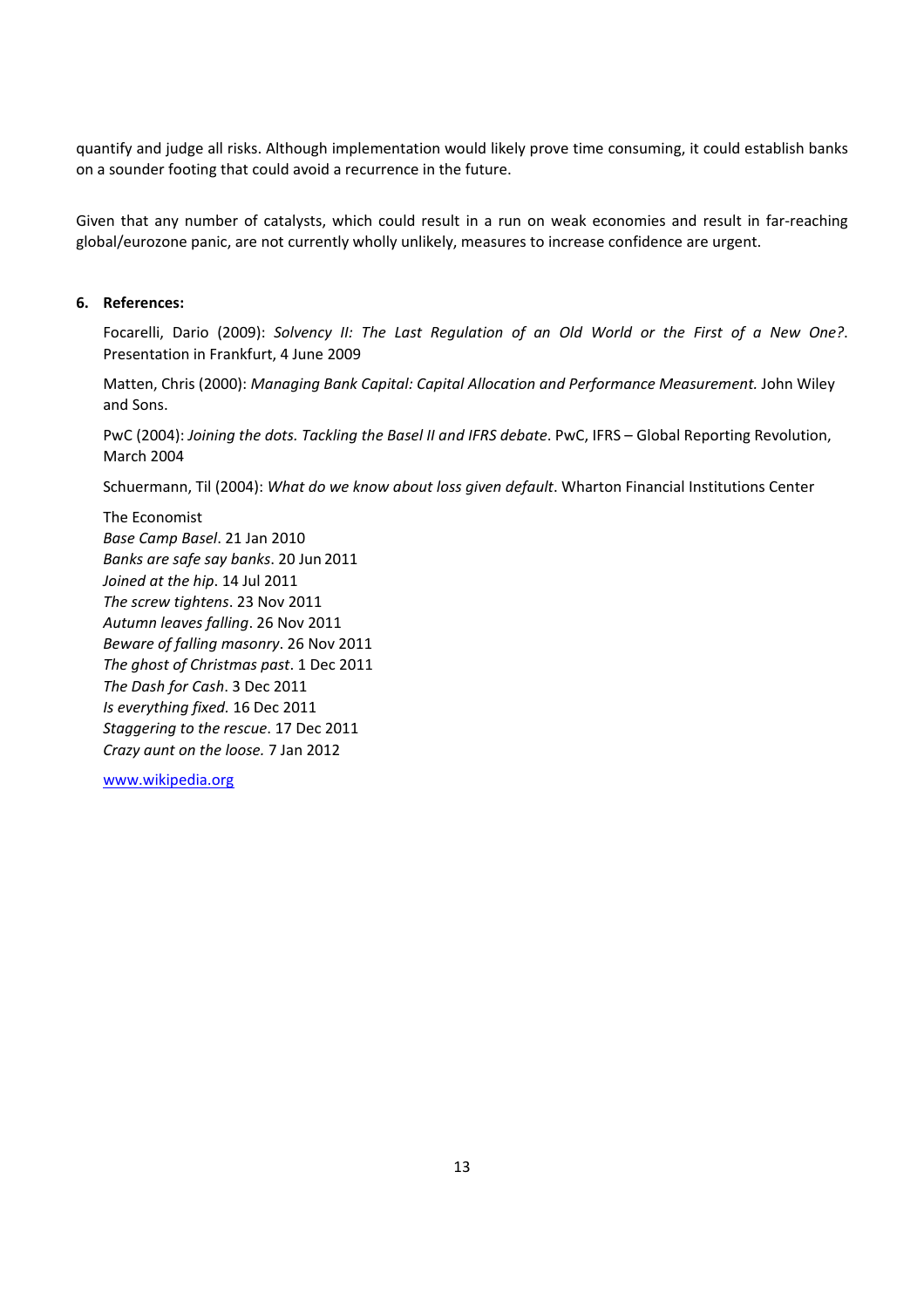quantify and judge all risks. Although implementation would likely prove time consuming, it could establish banks on a sounder footing that could avoid a recurrence in the future.

Given that any number of catalysts, which could result in a run on weak economies and result in far-reaching global/eurozone panic, are not currently wholly unlikely, measures to increase confidence are urgent.

## 6. References:

Focarelli, Dario (2009): *Solvency II: The Last Regulation of an Old World or the First of a New One?*. Presentation in Frankfurt, 4 June 2009

Matten, Chris (2000): *Managing Bank Capital: Capital Allocation and Performance Measurement.* John Wiley and Sons.

PwC (2004): *Joining the dots. Tackling the Basel II and IFRS debate*. PwC, IFRS – Global Reporting Revolution, March 2004

Schuermann, Til (2004): *What do we know about loss given default*. Wharton Financial Institutions Center

The Economist
*Base Camp Basel*. 21 Jan 2010
*Banks are safe say banks*. 20 Jun 2011
*Joined at the hip*. 14 Jul 2011
*The screw tightens*. 23 Nov 2011
*Autumn leaves falling*. 26 Nov 2011
*Beware of falling masonry*. 26 Nov 2011
*The ghost of Christmas past*. 1 Dec 2011
*The Dash for Cash*. 3 Dec 2011
*Is everything fixed.* 16 Dec 2011
*Staggering to the rescue*. 17 Dec 2011
*Crazy aunt on the loose.* 7 Jan 2012

www.wikipedia.org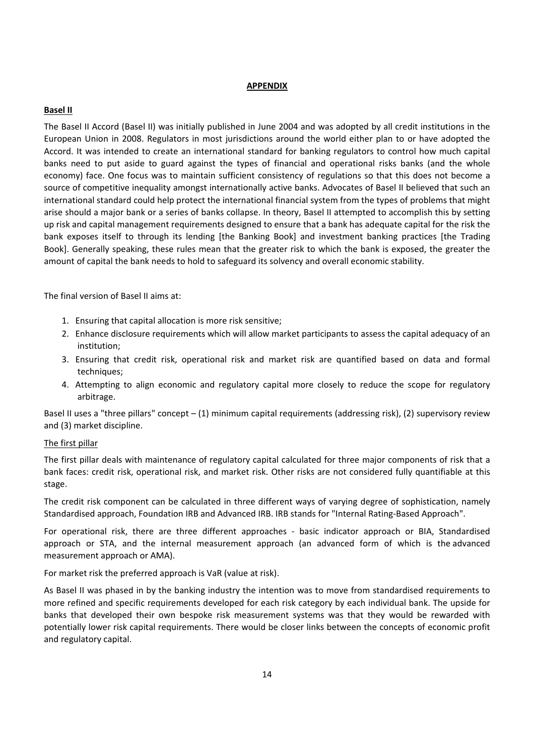## APPENDIX

### Basel II

The Basel II Accord (Basel II) was initially published in June 2004 and was adopted by all credit institutions in the European Union in 2008. Regulators in most jurisdictions around the world either plan to or have adopted the Accord. It was intended to create an international standard for banking regulators to control how much capital banks need to put aside to guard against the types of financial and operational risks banks (and the whole economy) face. One focus was to maintain sufficient consistency of regulations so that this does not become a source of competitive inequality amongst internationally active banks. Advocates of Basel II believed that such an international standard could help protect the international financial system from the types of problems that might arise should a major bank or a series of banks collapse. In theory, Basel II attempted to accomplish this by setting up risk and capital management requirements designed to ensure that a bank has adequate capital for the risk the bank exposes itself to through its lending [the Banking Book] and investment banking practices [the Trading Book]. Generally speaking, these rules mean that the greater risk to which the bank is exposed, the greater the amount of capital the bank needs to hold to safeguard its solvency and overall economic stability.

The final version of Basel II aims at:

1. Ensuring that capital allocation is more risk sensitive;
2. Enhance disclosure requirements which will allow market participants to assess the capital adequacy of an institution;
3. Ensuring that credit risk, operational risk and market risk are quantified based on data and formal techniques;
4. Attempting to align economic and regulatory capital more closely to reduce the scope for regulatory arbitrage.

Basel II uses a "three pillars" concept – (1) minimum capital requirements (addressing risk), (2) supervisory review and (3) market discipline.

#### The first pillar

The first pillar deals with maintenance of regulatory capital calculated for three major components of risk that a bank faces: credit risk, operational risk, and market risk. Other risks are not considered fully quantifiable at this stage.

The credit risk component can be calculated in three different ways of varying degree of sophistication, namely Standardised approach, Foundation IRB and Advanced IRB. IRB stands for "Internal Rating-Based Approach".

For operational risk, there are three different approaches - basic indicator approach or BIA, Standardised approach or STA, and the internal measurement approach (an advanced form of which is the advanced measurement approach or AMA).

For market risk the preferred approach is VaR (value at risk).

As Basel II was phased in by the banking industry the intention was to move from standardised requirements to more refined and specific requirements developed for each risk category by each individual bank. The upside for banks that developed their own bespoke risk measurement systems was that they would be rewarded with potentially lower risk capital requirements. There would be closer links between the concepts of economic profit and regulatory capital.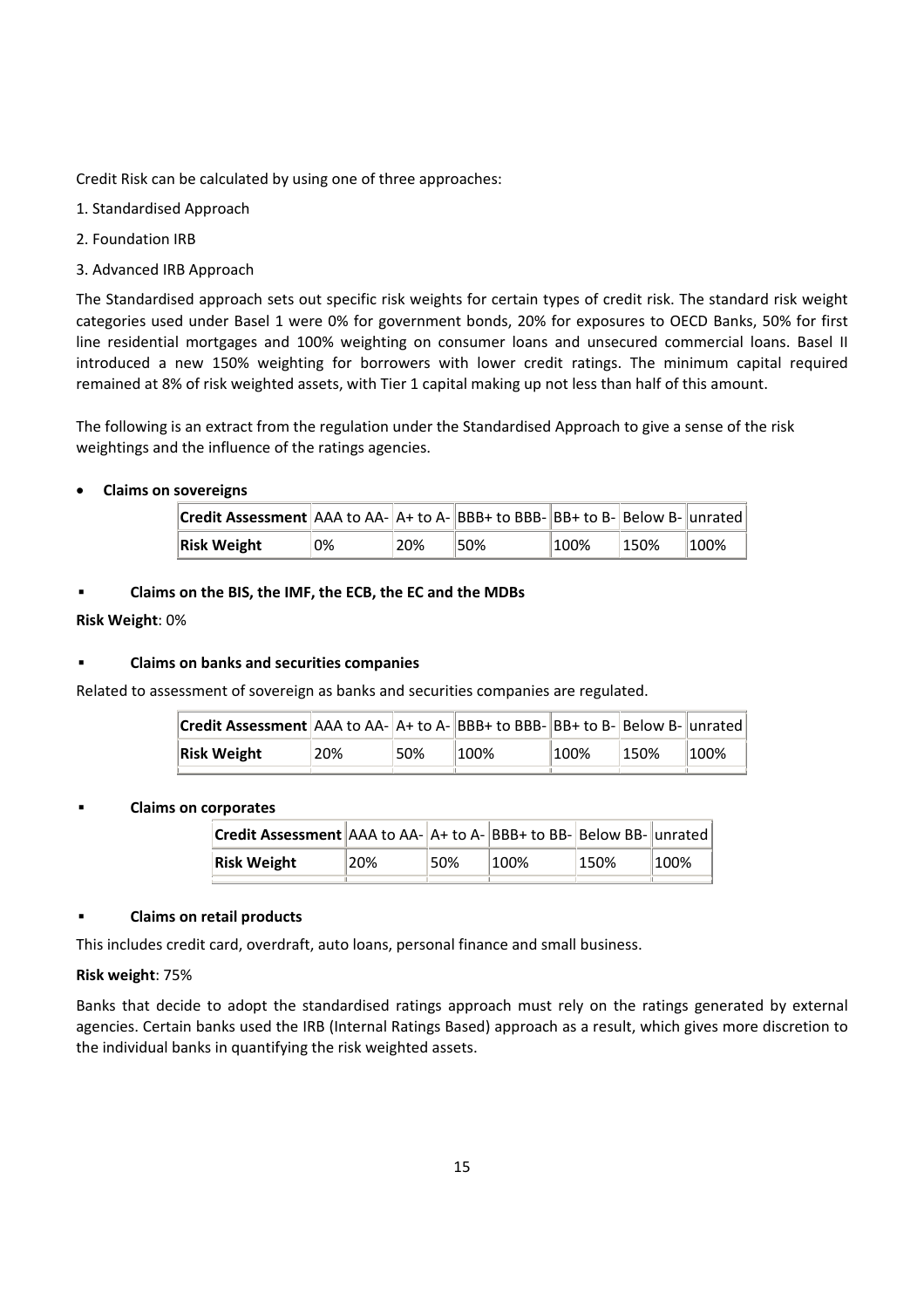Credit Risk can be calculated by using one of three approaches:

1. Standardised Approach
2. Foundation IRB
3. Advanced IRB Approach

The Standardised approach sets out specific risk weights for certain types of credit risk. The standard risk weight categories used under Basel 1 were 0% for government bonds, 20% for exposures to OECD Banks, 50% for first line residential mortgages and 100% weighting on consumer loans and unsecured commercial loans. Basel II introduced a new 150% weighting for borrowers with lower credit ratings. The minimum capital required remained at 8% of risk weighted assets, with Tier 1 capital making up not less than half of this amount.

The following is an extract from the regulation under the Standardised Approach to give a sense of the risk weightings and the influence of the ratings agencies.

- **Claims on sovereigns**

| **Credit Assessment** | AAA to AA- | A+ to A- | BBB+ to BBB- | BB+ to B- | Below B- | unrated |
|---|---|---|---|---|---|---|
| **Risk Weight** | 0% | 20% | 50% | 100% | 150% | 100% |

- **Claims on the BIS, the IMF, the ECB, the EC and the MDBs**

**Risk Weight**: 0%

- **Claims on banks and securities companies**

Related to assessment of sovereign as banks and securities companies are regulated.

| **Credit Assessment** | AAA to AA- | A+ to A- | BBB+ to BBB- | BB+ to B- | Below B- | unrated |
|---|---|---|---|---|---|---|
| **Risk Weight** | 20% | 50% | 100% | 100% | 150% | 100% |

- **Claims on corporates**

| **Credit Assessment** | AAA to AA- | A+ to A- | BBB+ to BB- | Below BB- | unrated |
|---|---|---|---|---|---|
| **Risk Weight** | 20% | 50% | 100% | 150% | 100% |

- **Claims on retail products**

This includes credit card, overdraft, auto loans, personal finance and small business.

**Risk weight**: 75%

Banks that decide to adopt the standardised ratings approach must rely on the ratings generated by external agencies. Certain banks used the IRB (Internal Ratings Based) approach as a result, which gives more discretion to the individual banks in quantifying the risk weighted assets.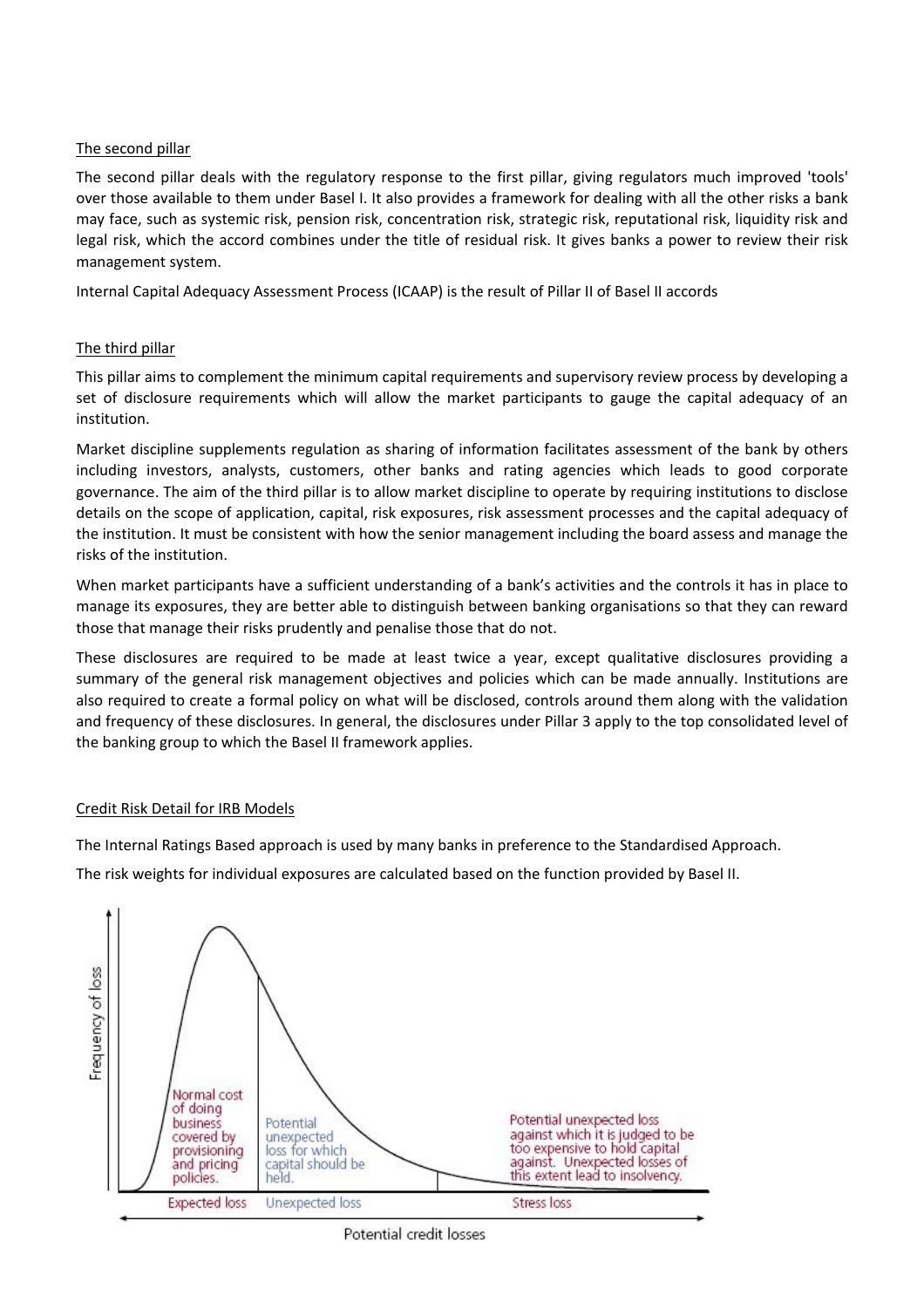The second pillar

The second pillar deals with the regulatory response to the first pillar, giving regulators much improved 'tools' over those available to them under Basel I. It also provides a framework for dealing with all the other risks a bank may face, such as systemic risk, pension risk, concentration risk, strategic risk, reputational risk, liquidity risk and legal risk, which the accord combines under the title of residual risk. It gives banks a power to review their risk management system.

Internal Capital Adequacy Assessment Process (ICAAP) is the result of Pillar II of Basel II accords

The third pillar

This pillar aims to complement the minimum capital requirements and supervisory review process by developing a set of disclosure requirements which will allow the market participants to gauge the capital adequacy of an institution.

Market discipline supplements regulation as sharing of information facilitates assessment of the bank by others including investors, analysts, customers, other banks and rating agencies which leads to good corporate governance. The aim of the third pillar is to allow market discipline to operate by requiring institutions to disclose details on the scope of application, capital, risk exposures, risk assessment processes and the capital adequacy of the institution. It must be consistent with how the senior management including the board assess and manage the risks of the institution.

When market participants have a sufficient understanding of a bank's activities and the controls it has in place to manage its exposures, they are better able to distinguish between banking organisations so that they can reward those that manage their risks prudently and penalise those that do not.

These disclosures are required to be made at least twice a year, except qualitative disclosures providing a summary of the general risk management objectives and policies which can be made annually. Institutions are also required to create a formal policy on what will be disclosed, controls around them along with the validation and frequency of these disclosures. In general, the disclosures under Pillar 3 apply to the top consolidated level of the banking group to which the Basel II framework applies.

Credit Risk Detail for IRB Models

The Internal Ratings Based approach is used by many banks in preference to the Standardised Approach.

The risk weights for individual exposures are calculated based on the function provided by Basel II.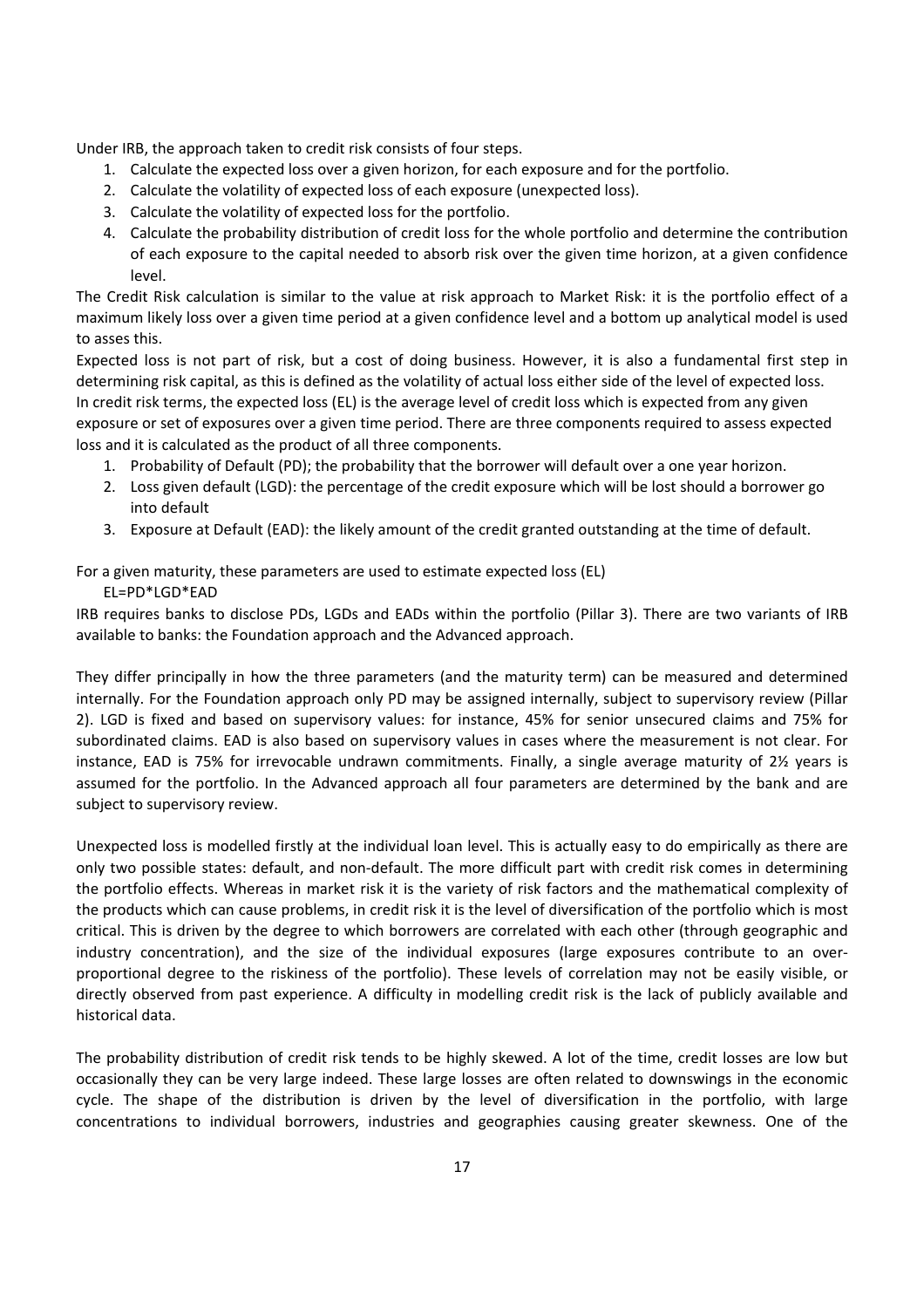Under IRB, the approach taken to credit risk consists of four steps.

1. Calculate the expected loss over a given horizon, for each exposure and for the portfolio.
2. Calculate the volatility of expected loss of each exposure (unexpected loss).
3. Calculate the volatility of expected loss for the portfolio.
4. Calculate the probability distribution of credit loss for the whole portfolio and determine the contribution of each exposure to the capital needed to absorb risk over the given time horizon, at a given confidence level.

The Credit Risk calculation is similar to the value at risk approach to Market Risk: it is the portfolio effect of a maximum likely loss over a given time period at a given confidence level and a bottom up analytical model is used to asses this.

Expected loss is not part of risk, but a cost of doing business. However, it is also a fundamental first step in determining risk capital, as this is defined as the volatility of actual loss either side of the level of expected loss.

In credit risk terms, the expected loss (EL) is the average level of credit loss which is expected from any given exposure or set of exposures over a given time period. There are three components required to assess expected loss and it is calculated as the product of all three components.

1. Probability of Default (PD); the probability that the borrower will default over a one year horizon.
2. Loss given default (LGD): the percentage of the credit exposure which will be lost should a borrower go into default
3. Exposure at Default (EAD): the likely amount of the credit granted outstanding at the time of default.

For a given maturity, these parameters are used to estimate expected loss (EL)

EL=PD*LGD*EAD

IRB requires banks to disclose PDs, LGDs and EADs within the portfolio (Pillar 3). There are two variants of IRB available to banks: the Foundation approach and the Advanced approach.

They differ principally in how the three parameters (and the maturity term) can be measured and determined internally. For the Foundation approach only PD may be assigned internally, subject to supervisory review (Pillar 2). LGD is fixed and based on supervisory values: for instance, 45% for senior unsecured claims and 75% for subordinated claims. EAD is also based on supervisory values in cases where the measurement is not clear. For instance, EAD is 75% for irrevocable undrawn commitments. Finally, a single average maturity of 2½ years is assumed for the portfolio. In the Advanced approach all four parameters are determined by the bank and are subject to supervisory review.

Unexpected loss is modelled firstly at the individual loan level. This is actually easy to do empirically as there are only two possible states: default, and non-default. The more difficult part with credit risk comes in determining the portfolio effects. Whereas in market risk it is the variety of risk factors and the mathematical complexity of the products which can cause problems, in credit risk it is the level of diversification of the portfolio which is most critical. This is driven by the degree to which borrowers are correlated with each other (through geographic and industry concentration), and the size of the individual exposures (large exposures contribute to an over-proportional degree to the riskiness of the portfolio). These levels of correlation may not be easily visible, or directly observed from past experience. A difficulty in modelling credit risk is the lack of publicly available and historical data.

The probability distribution of credit risk tends to be highly skewed. A lot of the time, credit losses are low but occasionally they can be very large indeed. These large losses are often related to downswings in the economic cycle. The shape of the distribution is driven by the level of diversification in the portfolio, with large concentrations to individual borrowers, industries and geographies causing greater skewness. One of the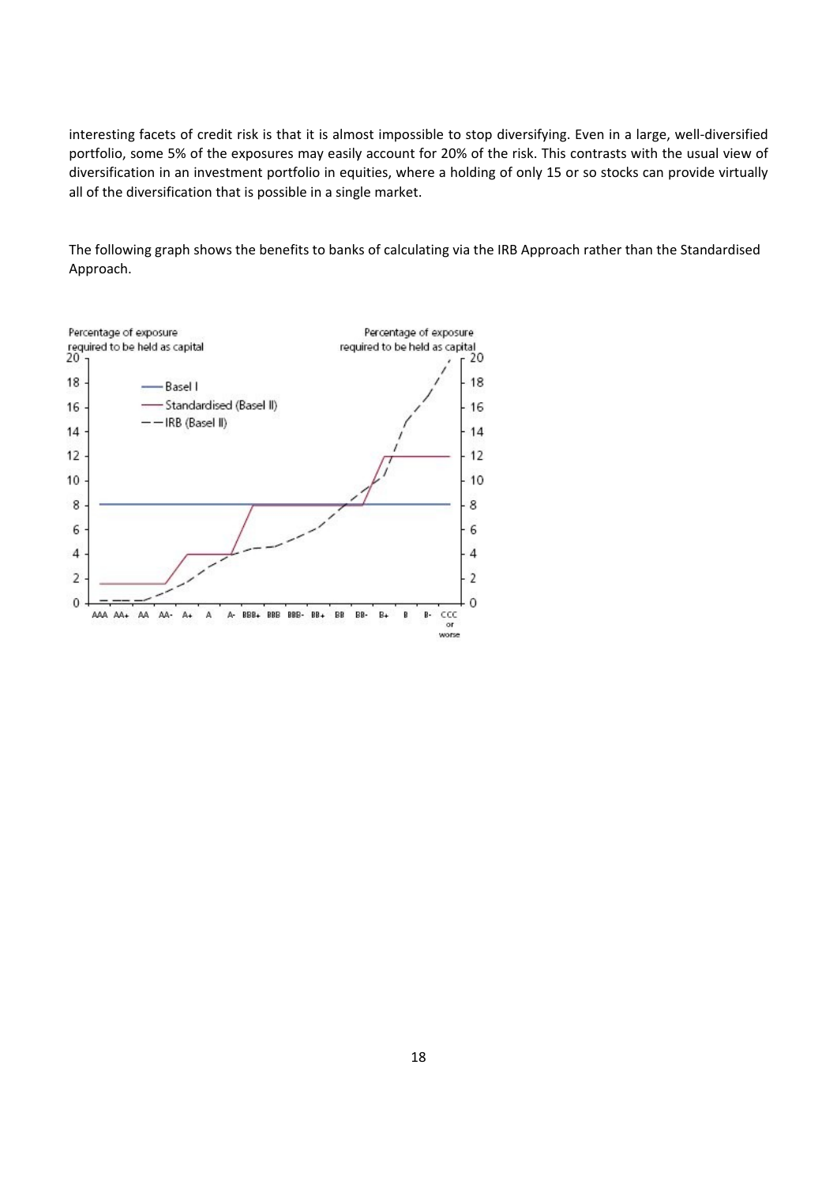interesting facets of credit risk is that it is almost impossible to stop diversifying. Even in a large, well-diversified portfolio, some 5% of the exposures may easily account for 20% of the risk. This contrasts with the usual view of diversification in an investment portfolio in equities, where a holding of only 15 or so stocks can provide virtually all of the diversification that is possible in a single market.

The following graph shows the benefits to banks of calculating via the IRB Approach rather than the Standardised Approach.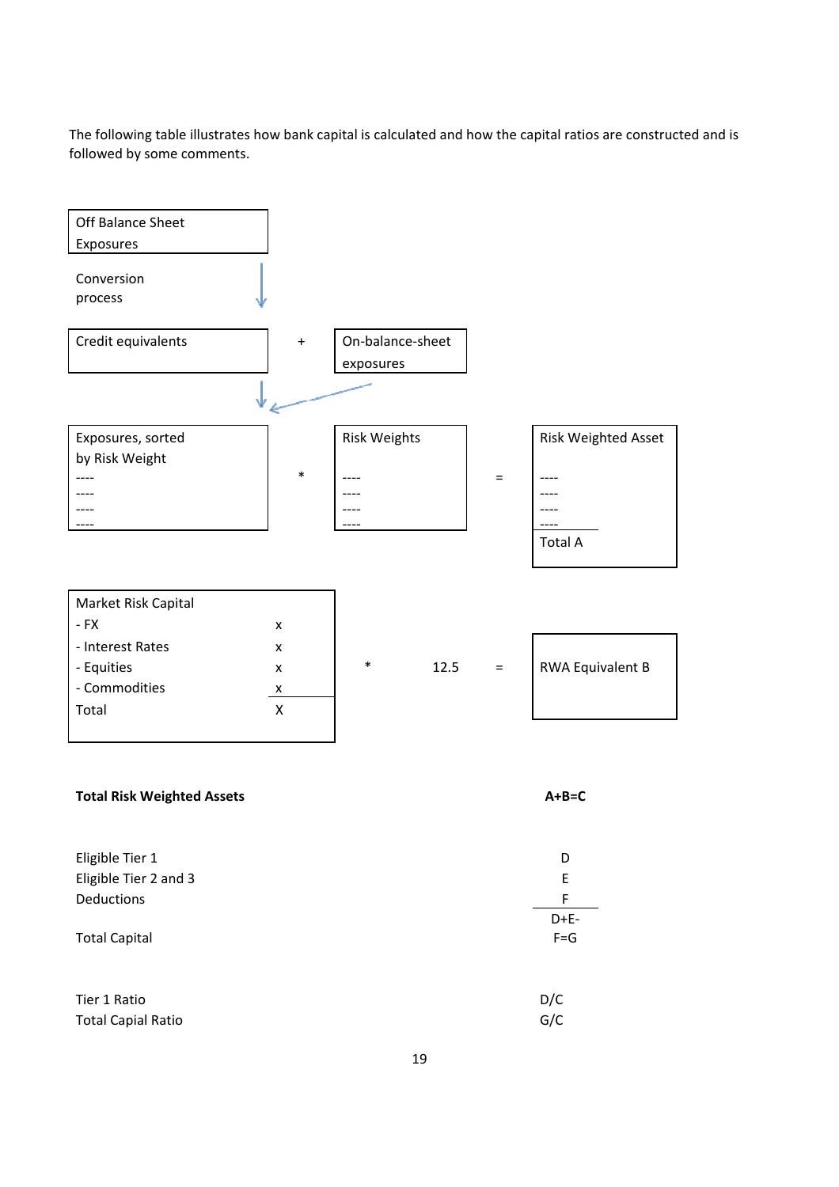The following table illustrates how bank capital is calculated and how the capital ratios are constructed and is followed by some comments.

Off Balance Sheet Exposures

Conversion process ↓

Credit equivalents + On-balance-sheet exposures

↓

| Exposures, sorted by Risk Weight | * | Risk Weights | = | Risk Weighted Asset |
|---|---|---|---|---|
| ---- | | ---- | | ---- |
| ---- | | ---- | | ---- |
| ---- | | ---- | | ---- |
| ---- | | ---- | | ---- |
| | | | | Total A |

| Market Risk Capital | | | | | |
|---|---|---|---|---|---|
| - FX | x | | | | |
| - Interest Rates | x | | | | |
| - Equities | x | * | 12.5 | = | RWA Equivalent B |
| - Commodities | x | | | | |
| Total | X | | | | |

| | |
|---|---|
| **Total Risk Weighted Assets** | **A+B=C** |
| Eligible Tier 1 | D |
| Eligible Tier 2 and 3 | E |
| Deductions | F |
| Total Capital | D+E-F=G |
| Tier 1 Ratio | D/C |
| Total Capial Ratio | G/C |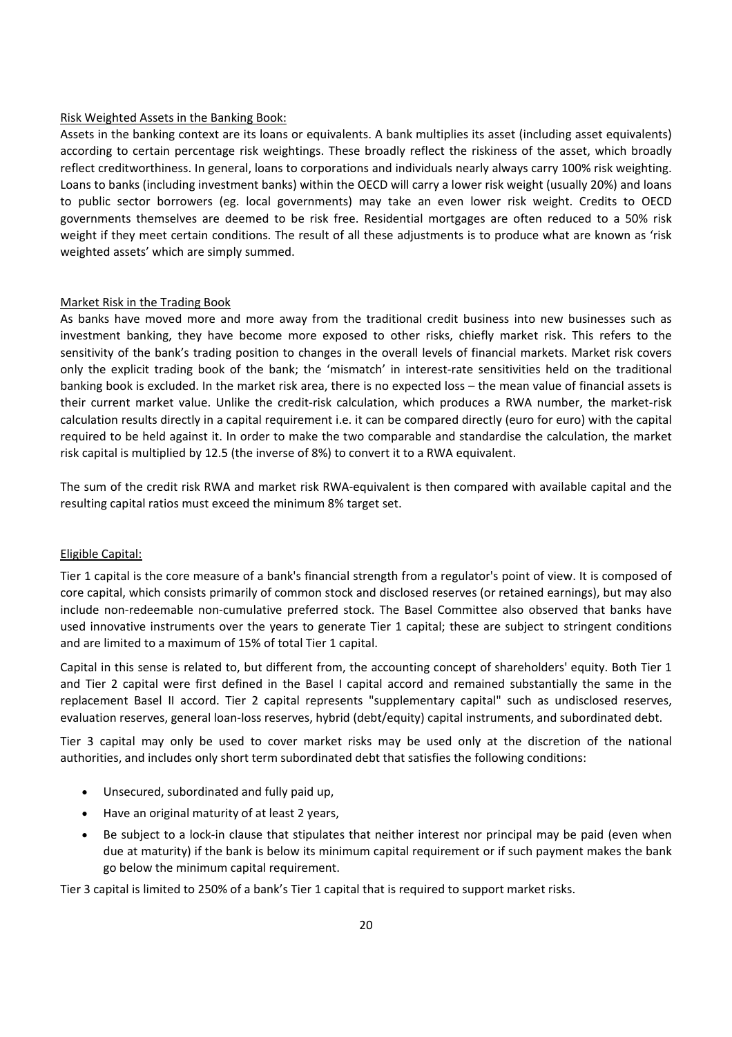Risk Weighted Assets in the Banking Book:

Assets in the banking context are its loans or equivalents. A bank multiplies its asset (including asset equivalents) according to certain percentage risk weightings. These broadly reflect the riskiness of the asset, which broadly reflect creditworthiness. In general, loans to corporations and individuals nearly always carry 100% risk weighting. Loans to banks (including investment banks) within the OECD will carry a lower risk weight (usually 20%) and loans to public sector borrowers (eg. local governments) may take an even lower risk weight. Credits to OECD governments themselves are deemed to be risk free. Residential mortgages are often reduced to a 50% risk weight if they meet certain conditions. The result of all these adjustments is to produce what are known as 'risk weighted assets' which are simply summed.

Market Risk in the Trading Book

As banks have moved more and more away from the traditional credit business into new businesses such as investment banking, they have become more exposed to other risks, chiefly market risk. This refers to the sensitivity of the bank's trading position to changes in the overall levels of financial markets. Market risk covers only the explicit trading book of the bank; the 'mismatch' in interest-rate sensitivities held on the traditional banking book is excluded. In the market risk area, there is no expected loss – the mean value of financial assets is their current market value. Unlike the credit-risk calculation, which produces a RWA number, the market-risk calculation results directly in a capital requirement i.e. it can be compared directly (euro for euro) with the capital required to be held against it. In order to make the two comparable and standardise the calculation, the market risk capital is multiplied by 12.5 (the inverse of 8%) to convert it to a RWA equivalent.

The sum of the credit risk RWA and market risk RWA-equivalent is then compared with available capital and the resulting capital ratios must exceed the minimum 8% target set.

Eligible Capital:

Tier 1 capital is the core measure of a bank's financial strength from a regulator's point of view. It is composed of core capital, which consists primarily of common stock and disclosed reserves (or retained earnings), but may also include non-redeemable non-cumulative preferred stock. The Basel Committee also observed that banks have used innovative instruments over the years to generate Tier 1 capital; these are subject to stringent conditions and are limited to a maximum of 15% of total Tier 1 capital.

Capital in this sense is related to, but different from, the accounting concept of shareholders' equity. Both Tier 1 and Tier 2 capital were first defined in the Basel I capital accord and remained substantially the same in the replacement Basel II accord. Tier 2 capital represents "supplementary capital" such as undisclosed reserves, evaluation reserves, general loan-loss reserves, hybrid (debt/equity) capital instruments, and subordinated debt.

Tier 3 capital may only be used to cover market risks may be used only at the discretion of the national authorities, and includes only short term subordinated debt that satisfies the following conditions:

- Unsecured, subordinated and fully paid up,
- Have an original maturity of at least 2 years,
- Be subject to a lock-in clause that stipulates that neither interest nor principal may be paid (even when due at maturity) if the bank is below its minimum capital requirement or if such payment makes the bank go below the minimum capital requirement.

Tier 3 capital is limited to 250% of a bank's Tier 1 capital that is required to support market risks.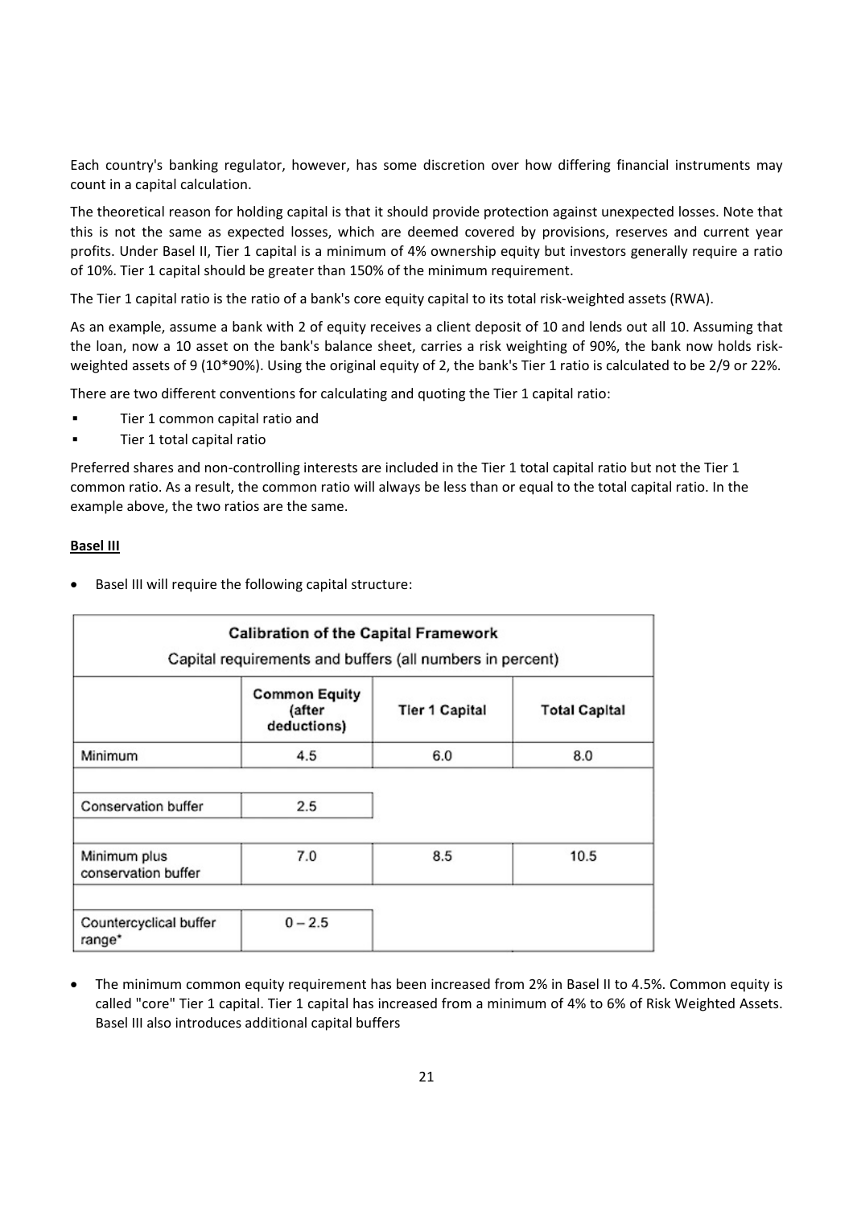Each country's banking regulator, however, has some discretion over how differing financial instruments may count in a capital calculation.

The theoretical reason for holding capital is that it should provide protection against unexpected losses. Note that this is not the same as expected losses, which are deemed covered by provisions, reserves and current year profits. Under Basel II, Tier 1 capital is a minimum of 4% ownership equity but investors generally require a ratio of 10%. Tier 1 capital should be greater than 150% of the minimum requirement.

The Tier 1 capital ratio is the ratio of a bank's core equity capital to its total risk-weighted assets (RWA).

As an example, assume a bank with 2 of equity receives a client deposit of 10 and lends out all 10. Assuming that the loan, now a 10 asset on the bank's balance sheet, carries a risk weighting of 90%, the bank now holds risk-weighted assets of 9 (10*90%). Using the original equity of 2, the bank's Tier 1 ratio is calculated to be 2/9 or 22%.

There are two different conventions for calculating and quoting the Tier 1 capital ratio:

- Tier 1 common capital ratio and
- Tier 1 total capital ratio

Preferred shares and non-controlling interests are included in the Tier 1 total capital ratio but not the Tier 1 common ratio. As a result, the common ratio will always be less than or equal to the total capital ratio. In the example above, the two ratios are the same.

**Basel III**

- Basel III will require the following capital structure:

| Calibration of the Capital Framework<br>Capital requirements and buffers (all numbers in percent) | | | |
|---|---|---|---|
| | Common Equity (after deductions) | Tier 1 Capital | Total Capital |
| Minimum | 4.5 | 6.0 | 8.0 |
| Conservation buffer | 2.5 | | |
| Minimum plus conservation buffer | 7.0 | 8.5 | 10.5 |
| Countercyclical buffer range* | 0 – 2.5 | | |

- The minimum common equity requirement has been increased from 2% in Basel II to 4.5%. Common equity is called "core" Tier 1 capital. Tier 1 capital has increased from a minimum of 4% to 6% of Risk Weighted Assets. Basel III also introduces additional capital buffers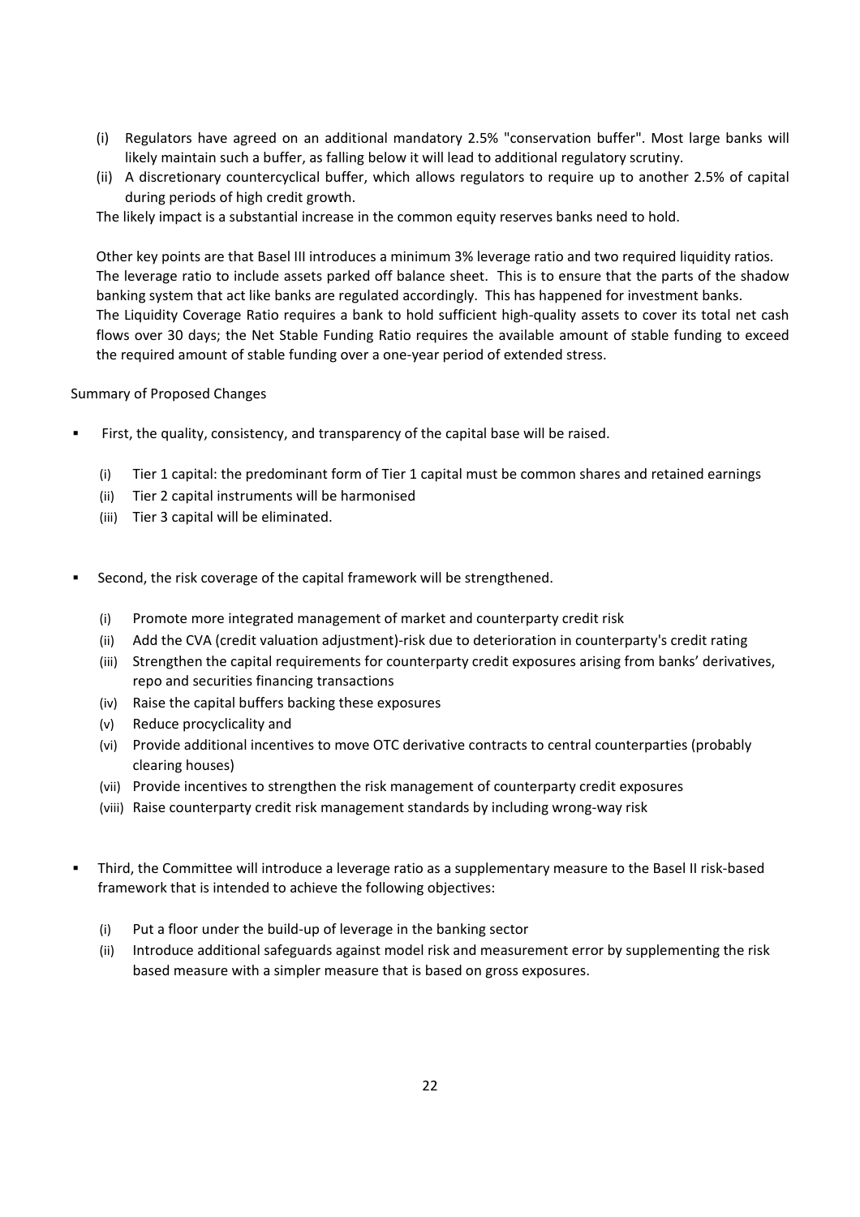(i) Regulators have agreed on an additional mandatory 2.5% "conservation buffer". Most large banks will likely maintain such a buffer, as falling below it will lead to additional regulatory scrutiny.

(ii) A discretionary countercyclical buffer, which allows regulators to require up to another 2.5% of capital during periods of high credit growth.

The likely impact is a substantial increase in the common equity reserves banks need to hold.

Other key points are that Basel III introduces a minimum 3% leverage ratio and two required liquidity ratios. The leverage ratio to include assets parked off balance sheet. This is to ensure that the parts of the shadow banking system that act like banks are regulated accordingly. This has happened for investment banks. The Liquidity Coverage Ratio requires a bank to hold sufficient high-quality assets to cover its total net cash flows over 30 days; the Net Stable Funding Ratio requires the available amount of stable funding to exceed the required amount of stable funding over a one-year period of extended stress.

Summary of Proposed Changes

- First, the quality, consistency, and transparency of the capital base will be raised.
  - (i) Tier 1 capital: the predominant form of Tier 1 capital must be common shares and retained earnings
  - (ii) Tier 2 capital instruments will be harmonised
  - (iii) Tier 3 capital will be eliminated.

- Second, the risk coverage of the capital framework will be strengthened.
  - (i) Promote more integrated management of market and counterparty credit risk
  - (ii) Add the CVA (credit valuation adjustment)-risk due to deterioration in counterparty's credit rating
  - (iii) Strengthen the capital requirements for counterparty credit exposures arising from banks' derivatives, repo and securities financing transactions
  - (iv) Raise the capital buffers backing these exposures
  - (v) Reduce procyclicality and
  - (vi) Provide additional incentives to move OTC derivative contracts to central counterparties (probably clearing houses)
  - (vii) Provide incentives to strengthen the risk management of counterparty credit exposures
  - (viii) Raise counterparty credit risk management standards by including wrong-way risk

- Third, the Committee will introduce a leverage ratio as a supplementary measure to the Basel II risk-based framework that is intended to achieve the following objectives:
  - (i) Put a floor under the build-up of leverage in the banking sector
  - (ii) Introduce additional safeguards against model risk and measurement error by supplementing the risk based measure with a simpler measure that is based on gross exposures.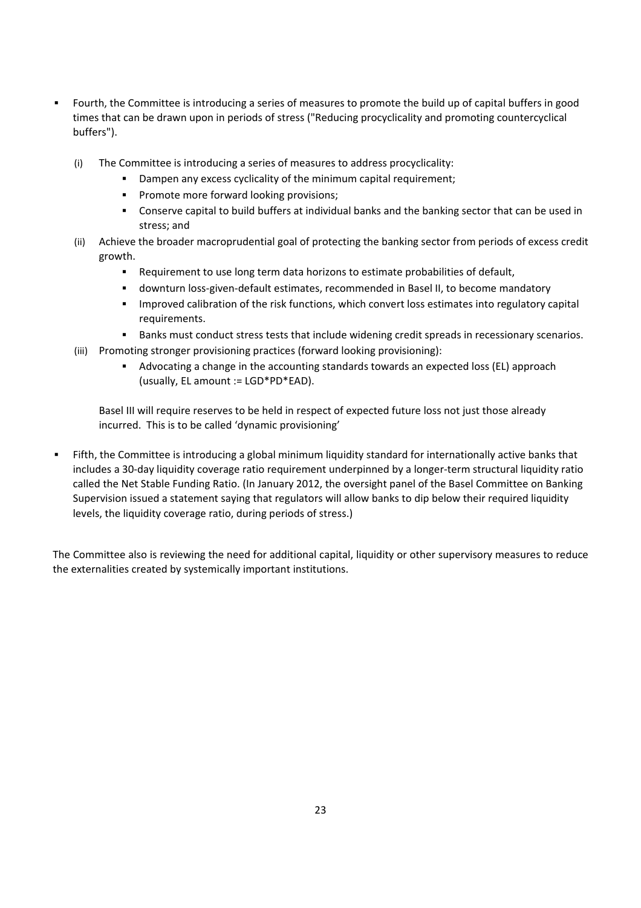- Fourth, the Committee is introducing a series of measures to promote the build up of capital buffers in good times that can be drawn upon in periods of stress ("Reducing procyclicality and promoting countercyclical buffers").

  (i) The Committee is introducing a series of measures to address procyclicality:
    - Dampen any excess cyclicality of the minimum capital requirement;
    - Promote more forward looking provisions;
    - Conserve capital to build buffers at individual banks and the banking sector that can be used in stress; and

  (ii) Achieve the broader macroprudential goal of protecting the banking sector from periods of excess credit growth.
    - Requirement to use long term data horizons to estimate probabilities of default,
    - downturn loss-given-default estimates, recommended in Basel II, to become mandatory
    - Improved calibration of the risk functions, which convert loss estimates into regulatory capital requirements.
    - Banks must conduct stress tests that include widening credit spreads in recessionary scenarios.

  (iii) Promoting stronger provisioning practices (forward looking provisioning):
    - Advocating a change in the accounting standards towards an expected loss (EL) approach (usually, EL amount := LGD*PD*EAD).

  Basel III will require reserves to be held in respect of expected future loss not just those already incurred. This is to be called 'dynamic provisioning'

- Fifth, the Committee is introducing a global minimum liquidity standard for internationally active banks that includes a 30-day liquidity coverage ratio requirement underpinned by a longer-term structural liquidity ratio called the Net Stable Funding Ratio. (In January 2012, the oversight panel of the Basel Committee on Banking Supervision issued a statement saying that regulators will allow banks to dip below their required liquidity levels, the liquidity coverage ratio, during periods of stress.)

The Committee also is reviewing the need for additional capital, liquidity or other supervisory measures to reduce the externalities created by systemically important institutions.